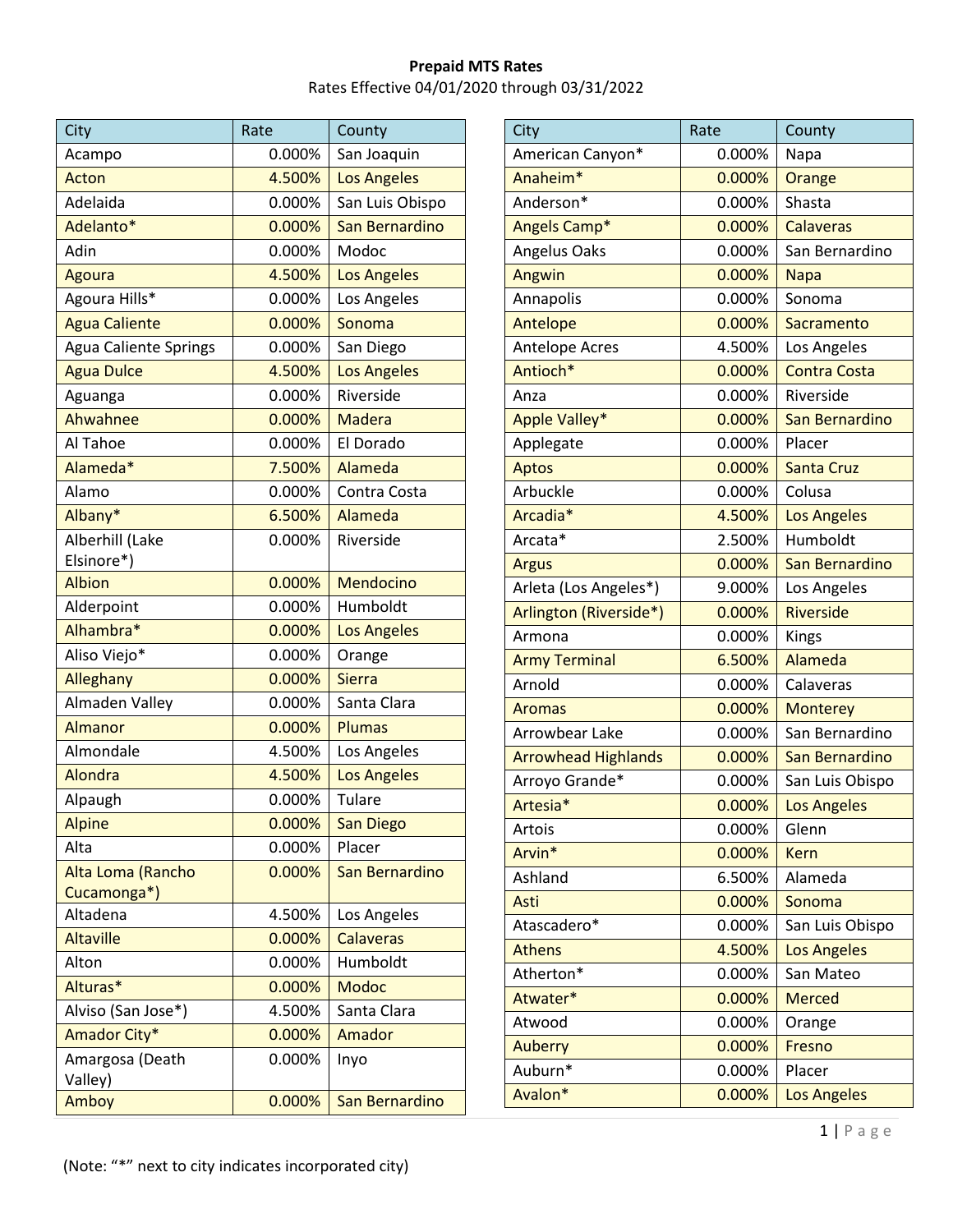**Prepaid MTS Rates**
Rates Effective 04/01/2020 through 03/31/2022

| City | Rate | County |
|---|---|---|
| Acampo | 0.000% | San Joaquin |
| Acton | 4.500% | Los Angeles |
| Adelaida | 0.000% | San Luis Obispo |
| Adelanto* | 0.000% | San Bernardino |
| Adin | 0.000% | Modoc |
| Agoura | 4.500% | Los Angeles |
| Agoura Hills* | 0.000% | Los Angeles |
| Agua Caliente | 0.000% | Sonoma |
| Agua Caliente Springs | 0.000% | San Diego |
| Agua Dulce | 4.500% | Los Angeles |
| Aguanga | 0.000% | Riverside |
| Ahwahnee | 0.000% | Madera |
| Al Tahoe | 0.000% | El Dorado |
| Alameda* | 7.500% | Alameda |
| Alamo | 0.000% | Contra Costa |
| Albany* | 6.500% | Alameda |
| Alberhill (Lake Elsinore*) | 0.000% | Riverside |
| Albion | 0.000% | Mendocino |
| Alderpoint | 0.000% | Humboldt |
| Alhambra* | 0.000% | Los Angeles |
| Aliso Viejo* | 0.000% | Orange |
| Alleghany | 0.000% | Sierra |
| Almaden Valley | 0.000% | Santa Clara |
| Almanor | 0.000% | Plumas |
| Almondale | 4.500% | Los Angeles |
| Alondra | 4.500% | Los Angeles |
| Alpaugh | 0.000% | Tulare |
| Alpine | 0.000% | San Diego |
| Alta | 0.000% | Placer |
| Alta Loma (Rancho Cucamonga*) | 0.000% | San Bernardino |
| Altadena | 4.500% | Los Angeles |
| Altaville | 0.000% | Calaveras |
| Alton | 0.000% | Humboldt |
| Alturas* | 0.000% | Modoc |
| Alviso (San Jose*) | 4.500% | Santa Clara |
| Amador City* | 0.000% | Amador |
| Amargosa (Death Valley) | 0.000% | Inyo |
| Amboy | 0.000% | San Bernardino |
| American Canyon* | 0.000% | Napa |
| Anaheim* | 0.000% | Orange |
| Anderson* | 0.000% | Shasta |
| Angels Camp* | 0.000% | Calaveras |
| Angelus Oaks | 0.000% | San Bernardino |
| Angwin | 0.000% | Napa |
| Annapolis | 0.000% | Sonoma |
| Antelope | 0.000% | Sacramento |
| Antelope Acres | 4.500% | Los Angeles |
| Antioch* | 0.000% | Contra Costa |
| Anza | 0.000% | Riverside |
| Apple Valley* | 0.000% | San Bernardino |
| Applegate | 0.000% | Placer |
| Aptos | 0.000% | Santa Cruz |
| Arbuckle | 0.000% | Colusa |
| Arcadia* | 4.500% | Los Angeles |
| Arcata* | 2.500% | Humboldt |
| Argus | 0.000% | San Bernardino |
| Arleta (Los Angeles*) | 9.000% | Los Angeles |
| Arlington (Riverside*) | 0.000% | Riverside |
| Armona | 0.000% | Kings |
| Army Terminal | 6.500% | Alameda |
| Arnold | 0.000% | Calaveras |
| Aromas | 0.000% | Monterey |
| Arrowbear Lake | 0.000% | San Bernardino |
| Arrowhead Highlands | 0.000% | San Bernardino |
| Arroyo Grande* | 0.000% | San Luis Obispo |
| Artesia* | 0.000% | Los Angeles |
| Artois | 0.000% | Glenn |
| Arvin* | 0.000% | Kern |
| Ashland | 6.500% | Alameda |
| Asti | 0.000% | Sonoma |
| Atascadero* | 0.000% | San Luis Obispo |
| Athens | 4.500% | Los Angeles |
| Atherton* | 0.000% | San Mateo |
| Atwater* | 0.000% | Merced |
| Atwood | 0.000% | Orange |
| Auberry | 0.000% | Fresno |
| Auburn* | 0.000% | Placer |
| Avalon* | 0.000% | Los Angeles |

(Note: "*" next to city indicates incorporated city)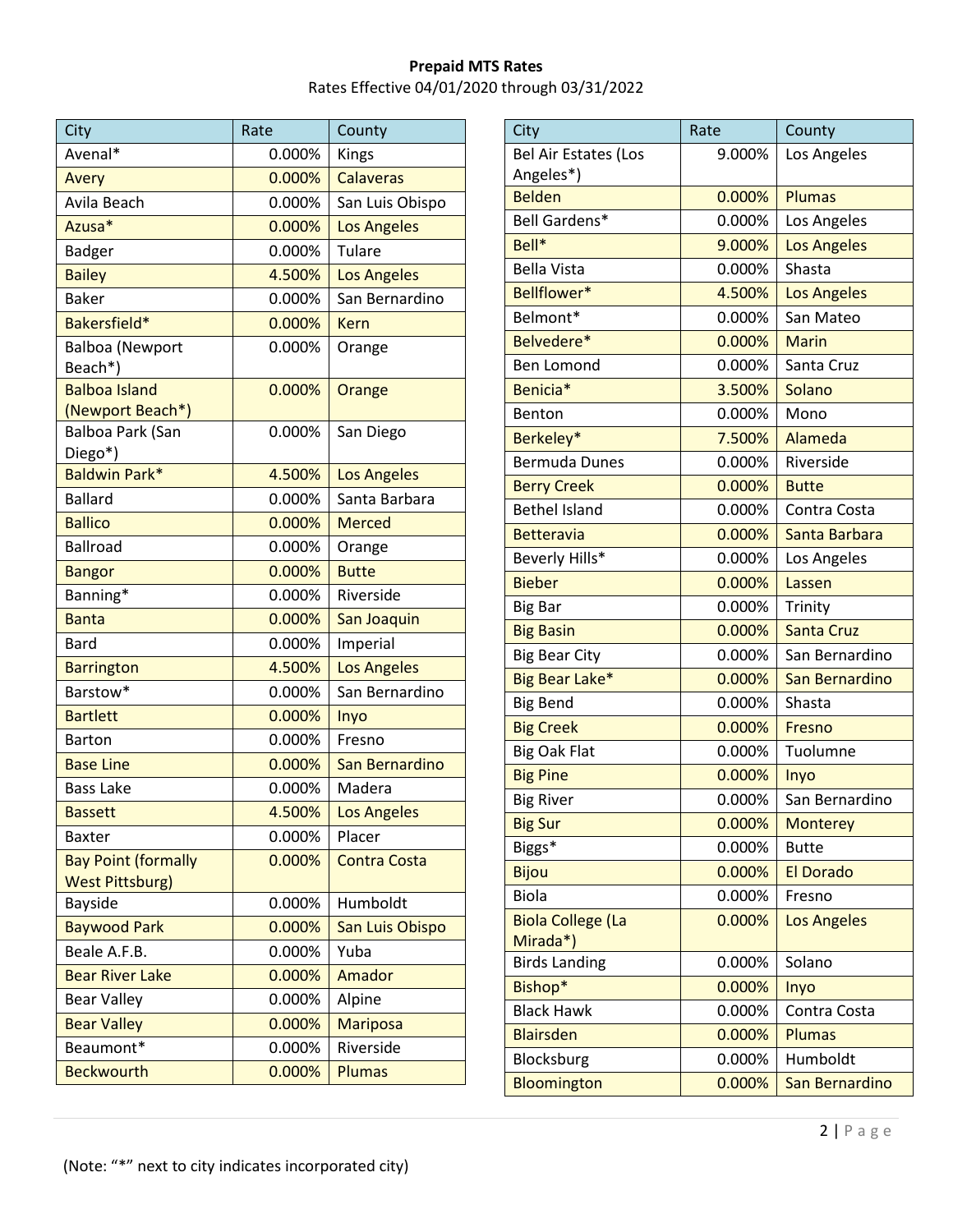**Prepaid MTS Rates**

Rates Effective 04/01/2020 through 03/31/2022

| City | Rate | County |
|---|---|---|
| Avenal* | 0.000% | Kings |
| Avery | 0.000% | Calaveras |
| Avila Beach | 0.000% | San Luis Obispo |
| Azusa* | 0.000% | Los Angeles |
| Badger | 0.000% | Tulare |
| Bailey | 4.500% | Los Angeles |
| Baker | 0.000% | San Bernardino |
| Bakersfield* | 0.000% | Kern |
| Balboa (Newport Beach*) | 0.000% | Orange |
| Balboa Island (Newport Beach*) | 0.000% | Orange |
| Balboa Park (San Diego*) | 0.000% | San Diego |
| Baldwin Park* | 4.500% | Los Angeles |
| Ballard | 0.000% | Santa Barbara |
| Ballico | 0.000% | Merced |
| Ballroad | 0.000% | Orange |
| Bangor | 0.000% | Butte |
| Banning* | 0.000% | Riverside |
| Banta | 0.000% | San Joaquin |
| Bard | 0.000% | Imperial |
| Barrington | 4.500% | Los Angeles |
| Barstow* | 0.000% | San Bernardino |
| Bartlett | 0.000% | Inyo |
| Barton | 0.000% | Fresno |
| Base Line | 0.000% | San Bernardino |
| Bass Lake | 0.000% | Madera |
| Bassett | 4.500% | Los Angeles |
| Baxter | 0.000% | Placer |
| Bay Point (formally West Pittsburg) | 0.000% | Contra Costa |
| Bayside | 0.000% | Humboldt |
| Baywood Park | 0.000% | San Luis Obispo |
| Beale A.F.B. | 0.000% | Yuba |
| Bear River Lake | 0.000% | Amador |
| Bear Valley | 0.000% | Alpine |
| Bear Valley | 0.000% | Mariposa |
| Beaumont* | 0.000% | Riverside |
| Beckwourth | 0.000% | Plumas |
| Bel Air Estates (Los Angeles*) | 9.000% | Los Angeles |
| Belden | 0.000% | Plumas |
| Bell Gardens* | 0.000% | Los Angeles |
| Bell* | 9.000% | Los Angeles |
| Bella Vista | 0.000% | Shasta |
| Bellflower* | 4.500% | Los Angeles |
| Belmont* | 0.000% | San Mateo |
| Belvedere* | 0.000% | Marin |
| Ben Lomond | 0.000% | Santa Cruz |
| Benicia* | 3.500% | Solano |
| Benton | 0.000% | Mono |
| Berkeley* | 7.500% | Alameda |
| Bermuda Dunes | 0.000% | Riverside |
| Berry Creek | 0.000% | Butte |
| Bethel Island | 0.000% | Contra Costa |
| Betteravia | 0.000% | Santa Barbara |
| Beverly Hills* | 0.000% | Los Angeles |
| Bieber | 0.000% | Lassen |
| Big Bar | 0.000% | Trinity |
| Big Basin | 0.000% | Santa Cruz |
| Big Bear City | 0.000% | San Bernardino |
| Big Bear Lake* | 0.000% | San Bernardino |
| Big Bend | 0.000% | Shasta |
| Big Creek | 0.000% | Fresno |
| Big Oak Flat | 0.000% | Tuolumne |
| Big Pine | 0.000% | Inyo |
| Big River | 0.000% | San Bernardino |
| Big Sur | 0.000% | Monterey |
| Biggs* | 0.000% | Butte |
| Bijou | 0.000% | El Dorado |
| Biola | 0.000% | Fresno |
| Biola College (La Mirada*) | 0.000% | Los Angeles |
| Birds Landing | 0.000% | Solano |
| Bishop* | 0.000% | Inyo |
| Black Hawk | 0.000% | Contra Costa |
| Blairsden | 0.000% | Plumas |
| Blocksburg | 0.000% | Humboldt |
| Bloomington | 0.000% | San Bernardino |

(Note: "*" next to city indicates incorporated city)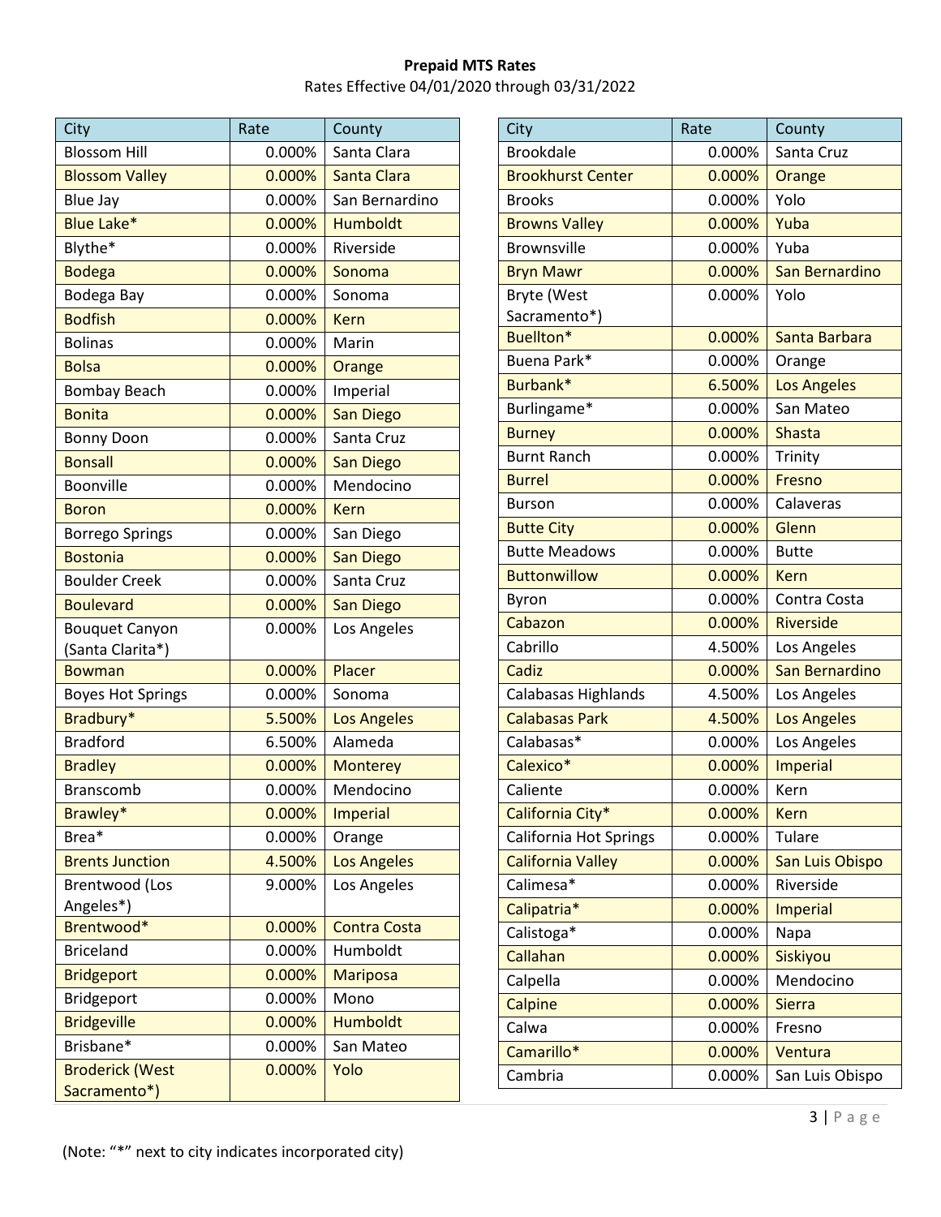**Prepaid MTS Rates**

Rates Effective 04/01/2020 through 03/31/2022

| City | Rate | County |
|---|---|---|
| Blossom Hill | 0.000% | Santa Clara |
| Blossom Valley | 0.000% | Santa Clara |
| Blue Jay | 0.000% | San Bernardino |
| Blue Lake* | 0.000% | Humboldt |
| Blythe* | 0.000% | Riverside |
| Bodega | 0.000% | Sonoma |
| Bodega Bay | 0.000% | Sonoma |
| Bodfish | 0.000% | Kern |
| Bolinas | 0.000% | Marin |
| Bolsa | 0.000% | Orange |
| Bombay Beach | 0.000% | Imperial |
| Bonita | 0.000% | San Diego |
| Bonny Doon | 0.000% | Santa Cruz |
| Bonsall | 0.000% | San Diego |
| Boonville | 0.000% | Mendocino |
| Boron | 0.000% | Kern |
| Borrego Springs | 0.000% | San Diego |
| Bostonia | 0.000% | San Diego |
| Boulder Creek | 0.000% | Santa Cruz |
| Boulevard | 0.000% | San Diego |
| Bouquet Canyon (Santa Clarita*) | 0.000% | Los Angeles |
| Bowman | 0.000% | Placer |
| Boyes Hot Springs | 0.000% | Sonoma |
| Bradbury* | 5.500% | Los Angeles |
| Bradford | 6.500% | Alameda |
| Bradley | 0.000% | Monterey |
| Branscomb | 0.000% | Mendocino |
| Brawley* | 0.000% | Imperial |
| Brea* | 0.000% | Orange |
| Brents Junction | 4.500% | Los Angeles |
| Brentwood (Los Angeles*) | 9.000% | Los Angeles |
| Brentwood* | 0.000% | Contra Costa |
| Briceland | 0.000% | Humboldt |
| Bridgeport | 0.000% | Mariposa |
| Bridgeport | 0.000% | Mono |
| Bridgeville | 0.000% | Humboldt |
| Brisbane* | 0.000% | San Mateo |
| Broderick (West Sacramento*) | 0.000% | Yolo |
| Brookdale | 0.000% | Santa Cruz |
| Brookhurst Center | 0.000% | Orange |
| Brooks | 0.000% | Yolo |
| Browns Valley | 0.000% | Yuba |
| Brownsville | 0.000% | Yuba |
| Bryn Mawr | 0.000% | San Bernardino |
| Bryte (West Sacramento*) | 0.000% | Yolo |
| Buellton* | 0.000% | Santa Barbara |
| Buena Park* | 0.000% | Orange |
| Burbank* | 6.500% | Los Angeles |
| Burlingame* | 0.000% | San Mateo |
| Burney | 0.000% | Shasta |
| Burnt Ranch | 0.000% | Trinity |
| Burrel | 0.000% | Fresno |
| Burson | 0.000% | Calaveras |
| Butte City | 0.000% | Glenn |
| Butte Meadows | 0.000% | Butte |
| Buttonwillow | 0.000% | Kern |
| Byron | 0.000% | Contra Costa |
| Cabazon | 0.000% | Riverside |
| Cabrillo | 4.500% | Los Angeles |
| Cadiz | 0.000% | San Bernardino |
| Calabasas Highlands | 4.500% | Los Angeles |
| Calabasas Park | 4.500% | Los Angeles |
| Calabasas* | 0.000% | Los Angeles |
| Calexico* | 0.000% | Imperial |
| Caliente | 0.000% | Kern |
| California City* | 0.000% | Kern |
| California Hot Springs | 0.000% | Tulare |
| California Valley | 0.000% | San Luis Obispo |
| Calimesa* | 0.000% | Riverside |
| Calipatria* | 0.000% | Imperial |
| Calistoga* | 0.000% | Napa |
| Callahan | 0.000% | Siskiyou |
| Calpella | 0.000% | Mendocino |
| Calpine | 0.000% | Sierra |
| Calwa | 0.000% | Fresno |
| Camarillo* | 0.000% | Ventura |
| Cambria | 0.000% | San Luis Obispo |

(Note: "*" next to city indicates incorporated city)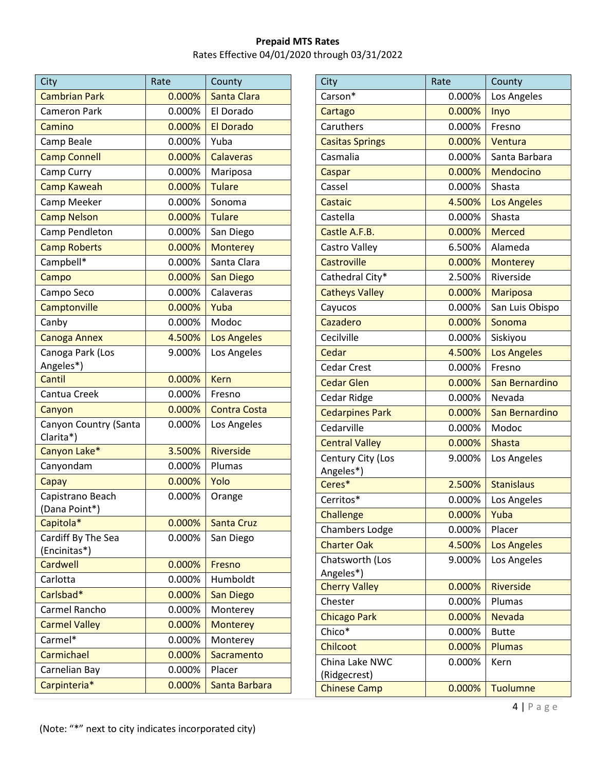**Prepaid MTS Rates**

Rates Effective 04/01/2020 through 03/31/2022

| City | Rate | County |
|---|---|---|
| Cambrian Park | 0.000% | Santa Clara |
| Cameron Park | 0.000% | El Dorado |
| Camino | 0.000% | El Dorado |
| Camp Beale | 0.000% | Yuba |
| Camp Connell | 0.000% | Calaveras |
| Camp Curry | 0.000% | Mariposa |
| Camp Kaweah | 0.000% | Tulare |
| Camp Meeker | 0.000% | Sonoma |
| Camp Nelson | 0.000% | Tulare |
| Camp Pendleton | 0.000% | San Diego |
| Camp Roberts | 0.000% | Monterey |
| Campbell* | 0.000% | Santa Clara |
| Campo | 0.000% | San Diego |
| Campo Seco | 0.000% | Calaveras |
| Camptonville | 0.000% | Yuba |
| Canby | 0.000% | Modoc |
| Canoga Annex | 4.500% | Los Angeles |
| Canoga Park (Los Angeles*) | 9.000% | Los Angeles |
| Cantil | 0.000% | Kern |
| Cantua Creek | 0.000% | Fresno |
| Canyon | 0.000% | Contra Costa |
| Canyon Country (Santa Clarita*) | 0.000% | Los Angeles |
| Canyon Lake* | 3.500% | Riverside |
| Canyondam | 0.000% | Plumas |
| Capay | 0.000% | Yolo |
| Capistrano Beach (Dana Point*) | 0.000% | Orange |
| Capitola* | 0.000% | Santa Cruz |
| Cardiff By The Sea (Encinitas*) | 0.000% | San Diego |
| Cardwell | 0.000% | Fresno |
| Carlotta | 0.000% | Humboldt |
| Carlsbad* | 0.000% | San Diego |
| Carmel Rancho | 0.000% | Monterey |
| Carmel Valley | 0.000% | Monterey |
| Carmel* | 0.000% | Monterey |
| Carmichael | 0.000% | Sacramento |
| Carnelian Bay | 0.000% | Placer |
| Carpinteria* | 0.000% | Santa Barbara |
| Carson* | 0.000% | Los Angeles |
| Cartago | 0.000% | Inyo |
| Caruthers | 0.000% | Fresno |
| Casitas Springs | 0.000% | Ventura |
| Casmalia | 0.000% | Santa Barbara |
| Caspar | 0.000% | Mendocino |
| Cassel | 0.000% | Shasta |
| Castaic | 4.500% | Los Angeles |
| Castella | 0.000% | Shasta |
| Castle A.F.B. | 0.000% | Merced |
| Castro Valley | 6.500% | Alameda |
| Castroville | 0.000% | Monterey |
| Cathedral City* | 2.500% | Riverside |
| Catheys Valley | 0.000% | Mariposa |
| Cayucos | 0.000% | San Luis Obispo |
| Cazadero | 0.000% | Sonoma |
| Cecilville | 0.000% | Siskiyou |
| Cedar | 4.500% | Los Angeles |
| Cedar Crest | 0.000% | Fresno |
| Cedar Glen | 0.000% | San Bernardino |
| Cedar Ridge | 0.000% | Nevada |
| Cedarpines Park | 0.000% | San Bernardino |
| Cedarville | 0.000% | Modoc |
| Central Valley | 0.000% | Shasta |
| Century City (Los Angeles*) | 9.000% | Los Angeles |
| Ceres* | 2.500% | Stanislaus |
| Cerritos* | 0.000% | Los Angeles |
| Challenge | 0.000% | Yuba |
| Chambers Lodge | 0.000% | Placer |
| Charter Oak | 4.500% | Los Angeles |
| Chatsworth (Los Angeles*) | 9.000% | Los Angeles |
| Cherry Valley | 0.000% | Riverside |
| Chester | 0.000% | Plumas |
| Chicago Park | 0.000% | Nevada |
| Chico* | 0.000% | Butte |
| Chilcoot | 0.000% | Plumas |
| China Lake NWC (Ridgecrest) | 0.000% | Kern |
| Chinese Camp | 0.000% | Tuolumne |

(Note: "*" next to city indicates incorporated city)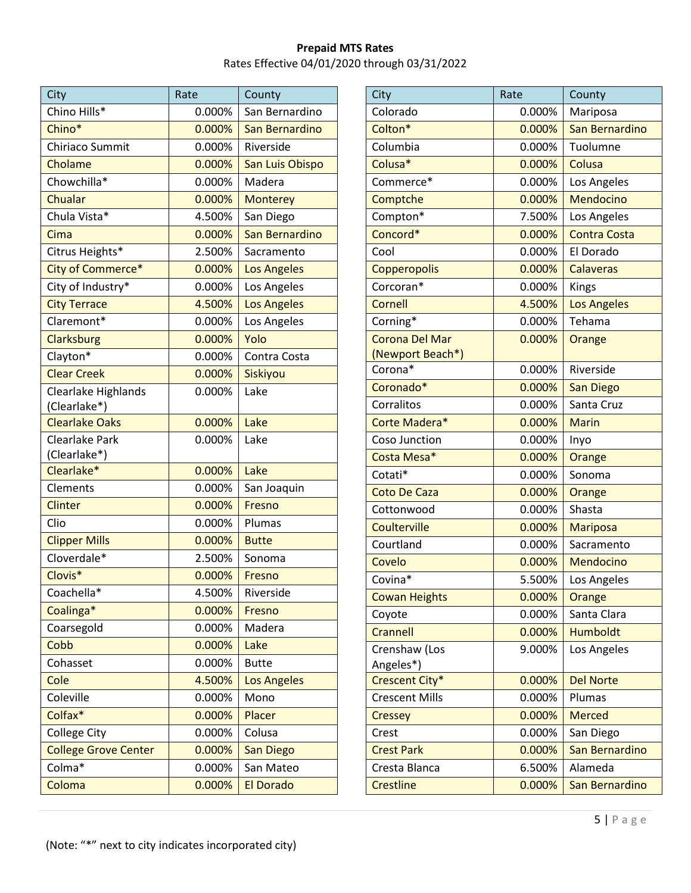**Prepaid MTS Rates**

Rates Effective 04/01/2020 through 03/31/2022

| City | Rate | County |
|---|---|---|
| Chino Hills* | 0.000% | San Bernardino |
| Chino* | 0.000% | San Bernardino |
| Chiriaco Summit | 0.000% | Riverside |
| Cholame | 0.000% | San Luis Obispo |
| Chowchilla* | 0.000% | Madera |
| Chualar | 0.000% | Monterey |
| Chula Vista* | 4.500% | San Diego |
| Cima | 0.000% | San Bernardino |
| Citrus Heights* | 2.500% | Sacramento |
| City of Commerce* | 0.000% | Los Angeles |
| City of Industry* | 0.000% | Los Angeles |
| City Terrace | 4.500% | Los Angeles |
| Claremont* | 0.000% | Los Angeles |
| Clarksburg | 0.000% | Yolo |
| Clayton* | 0.000% | Contra Costa |
| Clear Creek | 0.000% | Siskiyou |
| Clearlake Highlands (Clearlake*) | 0.000% | Lake |
| Clearlake Oaks | 0.000% | Lake |
| Clearlake Park (Clearlake*) | 0.000% | Lake |
| Clearlake* | 0.000% | Lake |
| Clements | 0.000% | San Joaquin |
| Clinter | 0.000% | Fresno |
| Clio | 0.000% | Plumas |
| Clipper Mills | 0.000% | Butte |
| Cloverdale* | 2.500% | Sonoma |
| Clovis* | 0.000% | Fresno |
| Coachella* | 4.500% | Riverside |
| Coalinga* | 0.000% | Fresno |
| Coarsegold | 0.000% | Madera |
| Cobb | 0.000% | Lake |
| Cohasset | 0.000% | Butte |
| Cole | 4.500% | Los Angeles |
| Coleville | 0.000% | Mono |
| Colfax* | 0.000% | Placer |
| College City | 0.000% | Colusa |
| College Grove Center | 0.000% | San Diego |
| Colma* | 0.000% | San Mateo |
| Coloma | 0.000% | El Dorado |
| Colorado | 0.000% | Mariposa |
| Colton* | 0.000% | San Bernardino |
| Columbia | 0.000% | Tuolumne |
| Colusa* | 0.000% | Colusa |
| Commerce* | 0.000% | Los Angeles |
| Comptche | 0.000% | Mendocino |
| Compton* | 7.500% | Los Angeles |
| Concord* | 0.000% | Contra Costa |
| Cool | 0.000% | El Dorado |
| Copperopolis | 0.000% | Calaveras |
| Corcoran* | 0.000% | Kings |
| Cornell | 4.500% | Los Angeles |
| Corning* | 0.000% | Tehama |
| Corona Del Mar (Newport Beach*) | 0.000% | Orange |
| Corona* | 0.000% | Riverside |
| Coronado* | 0.000% | San Diego |
| Corralitos | 0.000% | Santa Cruz |
| Corte Madera* | 0.000% | Marin |
| Coso Junction | 0.000% | Inyo |
| Costa Mesa* | 0.000% | Orange |
| Cotati* | 0.000% | Sonoma |
| Coto De Caza | 0.000% | Orange |
| Cottonwood | 0.000% | Shasta |
| Coulterville | 0.000% | Mariposa |
| Courtland | 0.000% | Sacramento |
| Covelo | 0.000% | Mendocino |
| Covina* | 5.500% | Los Angeles |
| Cowan Heights | 0.000% | Orange |
| Coyote | 0.000% | Santa Clara |
| Crannell | 0.000% | Humboldt |
| Crenshaw (Los Angeles*) | 9.000% | Los Angeles |
| Crescent City* | 0.000% | Del Norte |
| Crescent Mills | 0.000% | Plumas |
| Cressey | 0.000% | Merced |
| Crest | 0.000% | San Diego |
| Crest Park | 0.000% | San Bernardino |
| Cresta Blanca | 6.500% | Alameda |
| Crestline | 0.000% | San Bernardino |

(Note: "*" next to city indicates incorporated city)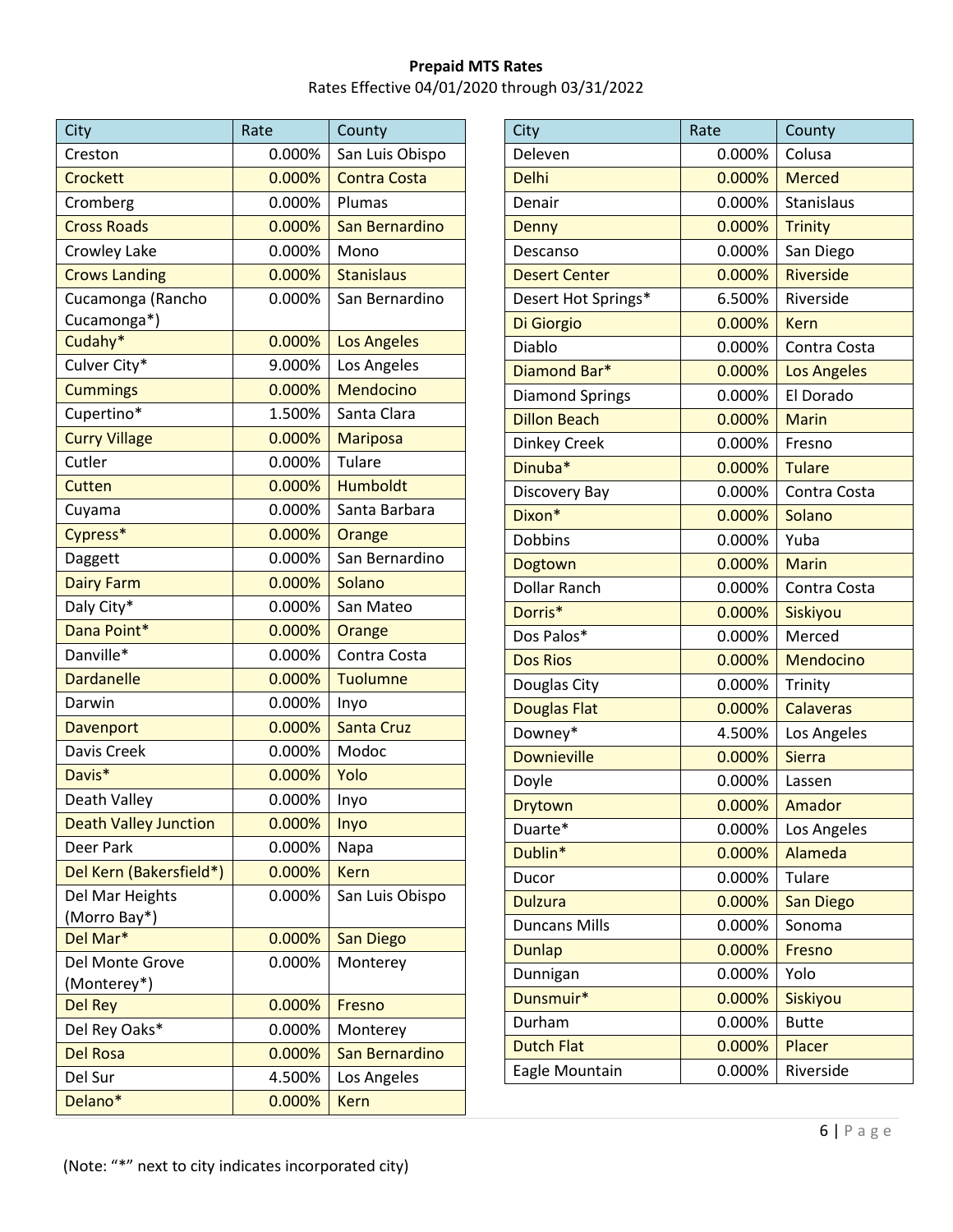**Prepaid MTS Rates**

Rates Effective 04/01/2020 through 03/31/2022

| City | Rate | County |
|---|---|---|
| Creston | 0.000% | San Luis Obispo |
| Crockett | 0.000% | Contra Costa |
| Cromberg | 0.000% | Plumas |
| Cross Roads | 0.000% | San Bernardino |
| Crowley Lake | 0.000% | Mono |
| Crows Landing | 0.000% | Stanislaus |
| Cucamonga (Rancho Cucamonga*) | 0.000% | San Bernardino |
| Cudahy* | 0.000% | Los Angeles |
| Culver City* | 9.000% | Los Angeles |
| Cummings | 0.000% | Mendocino |
| Cupertino* | 1.500% | Santa Clara |
| Curry Village | 0.000% | Mariposa |
| Cutler | 0.000% | Tulare |
| Cutten | 0.000% | Humboldt |
| Cuyama | 0.000% | Santa Barbara |
| Cypress* | 0.000% | Orange |
| Daggett | 0.000% | San Bernardino |
| Dairy Farm | 0.000% | Solano |
| Daly City* | 0.000% | San Mateo |
| Dana Point* | 0.000% | Orange |
| Danville* | 0.000% | Contra Costa |
| Dardanelle | 0.000% | Tuolumne |
| Darwin | 0.000% | Inyo |
| Davenport | 0.000% | Santa Cruz |
| Davis Creek | 0.000% | Modoc |
| Davis* | 0.000% | Yolo |
| Death Valley | 0.000% | Inyo |
| Death Valley Junction | 0.000% | Inyo |
| Deer Park | 0.000% | Napa |
| Del Kern (Bakersfield*) | 0.000% | Kern |
| Del Mar Heights (Morro Bay*) | 0.000% | San Luis Obispo |
| Del Mar* | 0.000% | San Diego |
| Del Monte Grove (Monterey*) | 0.000% | Monterey |
| Del Rey | 0.000% | Fresno |
| Del Rey Oaks* | 0.000% | Monterey |
| Del Rosa | 0.000% | San Bernardino |
| Del Sur | 4.500% | Los Angeles |
| Delano* | 0.000% | Kern |
| Deleven | 0.000% | Colusa |
| Delhi | 0.000% | Merced |
| Denair | 0.000% | Stanislaus |
| Denny | 0.000% | Trinity |
| Descanso | 0.000% | San Diego |
| Desert Center | 0.000% | Riverside |
| Desert Hot Springs* | 6.500% | Riverside |
| Di Giorgio | 0.000% | Kern |
| Diablo | 0.000% | Contra Costa |
| Diamond Bar* | 0.000% | Los Angeles |
| Diamond Springs | 0.000% | El Dorado |
| Dillon Beach | 0.000% | Marin |
| Dinkey Creek | 0.000% | Fresno |
| Dinuba* | 0.000% | Tulare |
| Discovery Bay | 0.000% | Contra Costa |
| Dixon* | 0.000% | Solano |
| Dobbins | 0.000% | Yuba |
| Dogtown | 0.000% | Marin |
| Dollar Ranch | 0.000% | Contra Costa |
| Dorris* | 0.000% | Siskiyou |
| Dos Palos* | 0.000% | Merced |
| Dos Rios | 0.000% | Mendocino |
| Douglas City | 0.000% | Trinity |
| Douglas Flat | 0.000% | Calaveras |
| Downey* | 4.500% | Los Angeles |
| Downieville | 0.000% | Sierra |
| Doyle | 0.000% | Lassen |
| Drytown | 0.000% | Amador |
| Duarte* | 0.000% | Los Angeles |
| Dublin* | 0.000% | Alameda |
| Ducor | 0.000% | Tulare |
| Dulzura | 0.000% | San Diego |
| Duncans Mills | 0.000% | Sonoma |
| Dunlap | 0.000% | Fresno |
| Dunnigan | 0.000% | Yolo |
| Dunsmuir* | 0.000% | Siskiyou |
| Durham | 0.000% | Butte |
| Dutch Flat | 0.000% | Placer |
| Eagle Mountain | 0.000% | Riverside |

(Note: "*" next to city indicates incorporated city)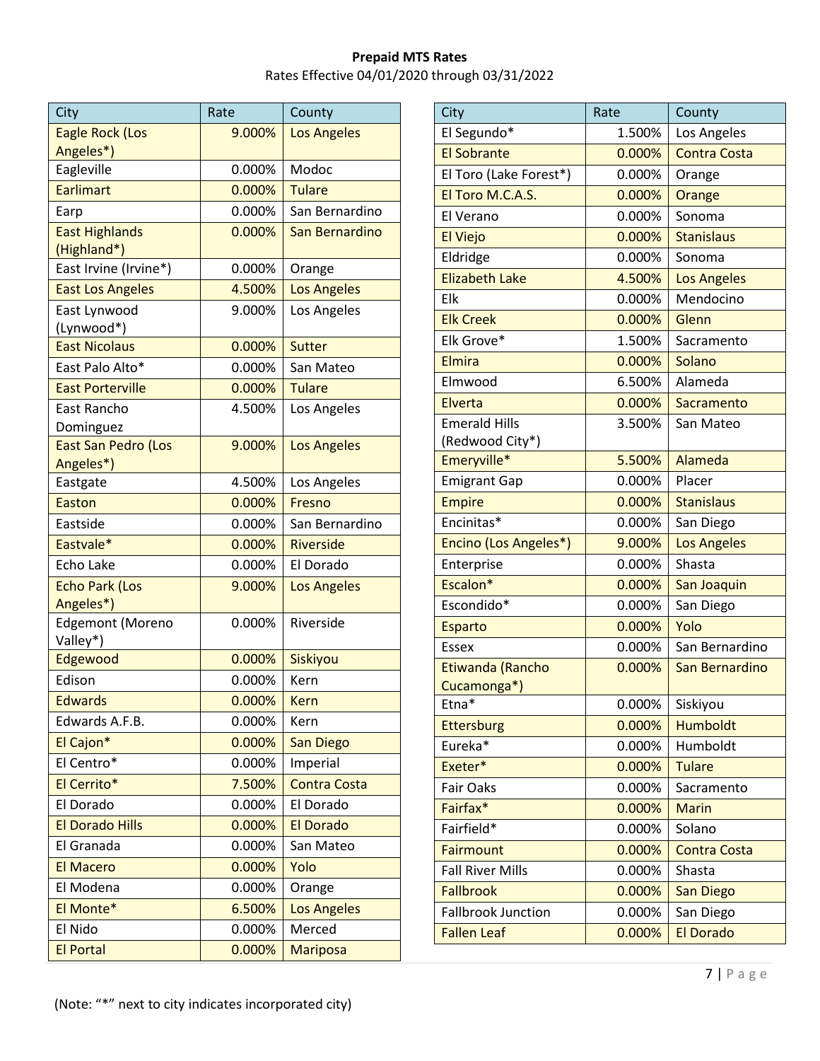**Prepaid MTS Rates**

Rates Effective 04/01/2020 through 03/31/2022

| City | Rate | County |
|---|---|---|
| Eagle Rock (Los Angeles*) | 9.000% | Los Angeles |
| Eagleville | 0.000% | Modoc |
| Earlimart | 0.000% | Tulare |
| Earp | 0.000% | San Bernardino |
| East Highlands (Highland*) | 0.000% | San Bernardino |
| East Irvine (Irvine*) | 0.000% | Orange |
| East Los Angeles | 4.500% | Los Angeles |
| East Lynwood (Lynwood*) | 9.000% | Los Angeles |
| East Nicolaus | 0.000% | Sutter |
| East Palo Alto* | 0.000% | San Mateo |
| East Porterville | 0.000% | Tulare |
| East Rancho Dominguez | 4.500% | Los Angeles |
| East San Pedro (Los Angeles*) | 9.000% | Los Angeles |
| Eastgate | 4.500% | Los Angeles |
| Easton | 0.000% | Fresno |
| Eastside | 0.000% | San Bernardino |
| Eastvale* | 0.000% | Riverside |
| Echo Lake | 0.000% | El Dorado |
| Echo Park (Los Angeles*) | 9.000% | Los Angeles |
| Edgemont (Moreno Valley*) | 0.000% | Riverside |
| Edgewood | 0.000% | Siskiyou |
| Edison | 0.000% | Kern |
| Edwards | 0.000% | Kern |
| Edwards A.F.B. | 0.000% | Kern |
| El Cajon* | 0.000% | San Diego |
| El Centro* | 0.000% | Imperial |
| El Cerrito* | 7.500% | Contra Costa |
| El Dorado | 0.000% | El Dorado |
| El Dorado Hills | 0.000% | El Dorado |
| El Granada | 0.000% | San Mateo |
| El Macero | 0.000% | Yolo |
| El Modena | 0.000% | Orange |
| El Monte* | 6.500% | Los Angeles |
| El Nido | 0.000% | Merced |
| El Portal | 0.000% | Mariposa |
| El Segundo* | 1.500% | Los Angeles |
| El Sobrante | 0.000% | Contra Costa |
| El Toro (Lake Forest*) | 0.000% | Orange |
| El Toro M.C.A.S. | 0.000% | Orange |
| El Verano | 0.000% | Sonoma |
| El Viejo | 0.000% | Stanislaus |
| Eldridge | 0.000% | Sonoma |
| Elizabeth Lake | 4.500% | Los Angeles |
| Elk | 0.000% | Mendocino |
| Elk Creek | 0.000% | Glenn |
| Elk Grove* | 1.500% | Sacramento |
| Elmira | 0.000% | Solano |
| Elmwood | 6.500% | Alameda |
| Elverta | 0.000% | Sacramento |
| Emerald Hills (Redwood City*) | 3.500% | San Mateo |
| Emeryville* | 5.500% | Alameda |
| Emigrant Gap | 0.000% | Placer |
| Empire | 0.000% | Stanislaus |
| Encinitas* | 0.000% | San Diego |
| Encino (Los Angeles*) | 9.000% | Los Angeles |
| Enterprise | 0.000% | Shasta |
| Escalon* | 0.000% | San Joaquin |
| Escondido* | 0.000% | San Diego |
| Esparto | 0.000% | Yolo |
| Essex | 0.000% | San Bernardino |
| Etiwanda (Rancho Cucamonga*) | 0.000% | San Bernardino |
| Etna* | 0.000% | Siskiyou |
| Ettersburg | 0.000% | Humboldt |
| Eureka* | 0.000% | Humboldt |
| Exeter* | 0.000% | Tulare |
| Fair Oaks | 0.000% | Sacramento |
| Fairfax* | 0.000% | Marin |
| Fairfield* | 0.000% | Solano |
| Fairmount | 0.000% | Contra Costa |
| Fall River Mills | 0.000% | Shasta |
| Fallbrook | 0.000% | San Diego |
| Fallbrook Junction | 0.000% | San Diego |
| Fallen Leaf | 0.000% | El Dorado |

(Note: "*" next to city indicates incorporated city)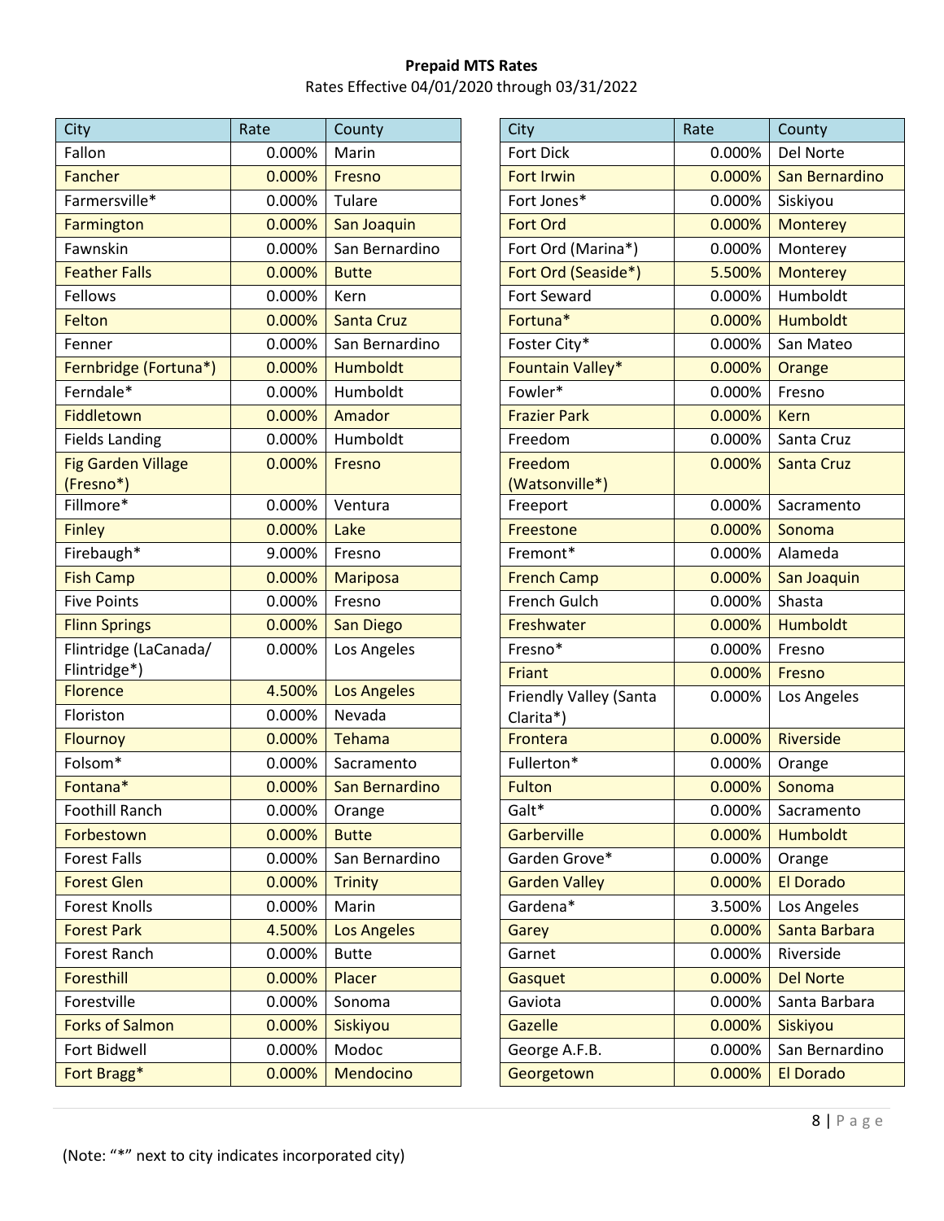**Prepaid MTS Rates**

Rates Effective 04/01/2020 through 03/31/2022

| City | Rate | County |
|---|---|---|
| Fallon | 0.000% | Marin |
| Fancher | 0.000% | Fresno |
| Farmersville* | 0.000% | Tulare |
| Farmington | 0.000% | San Joaquin |
| Fawnskin | 0.000% | San Bernardino |
| Feather Falls | 0.000% | Butte |
| Fellows | 0.000% | Kern |
| Felton | 0.000% | Santa Cruz |
| Fenner | 0.000% | San Bernardino |
| Fernbridge (Fortuna*) | 0.000% | Humboldt |
| Ferndale* | 0.000% | Humboldt |
| Fiddletown | 0.000% | Amador |
| Fields Landing | 0.000% | Humboldt |
| Fig Garden Village (Fresno*) | 0.000% | Fresno |
| Fillmore* | 0.000% | Ventura |
| Finley | 0.000% | Lake |
| Firebaugh* | 9.000% | Fresno |
| Fish Camp | 0.000% | Mariposa |
| Five Points | 0.000% | Fresno |
| Flinn Springs | 0.000% | San Diego |
| Flintridge (LaCanada/ Flintridge*) | 0.000% | Los Angeles |
| Florence | 4.500% | Los Angeles |
| Floriston | 0.000% | Nevada |
| Flournoy | 0.000% | Tehama |
| Folsom* | 0.000% | Sacramento |
| Fontana* | 0.000% | San Bernardino |
| Foothill Ranch | 0.000% | Orange |
| Forbestown | 0.000% | Butte |
| Forest Falls | 0.000% | San Bernardino |
| Forest Glen | 0.000% | Trinity |
| Forest Knolls | 0.000% | Marin |
| Forest Park | 4.500% | Los Angeles |
| Forest Ranch | 0.000% | Butte |
| Foresthill | 0.000% | Placer |
| Forestville | 0.000% | Sonoma |
| Forks of Salmon | 0.000% | Siskiyou |
| Fort Bidwell | 0.000% | Modoc |
| Fort Bragg* | 0.000% | Mendocino |
| Fort Dick | 0.000% | Del Norte |
| Fort Irwin | 0.000% | San Bernardino |
| Fort Jones* | 0.000% | Siskiyou |
| Fort Ord | 0.000% | Monterey |
| Fort Ord (Marina*) | 0.000% | Monterey |
| Fort Ord (Seaside*) | 5.500% | Monterey |
| Fort Seward | 0.000% | Humboldt |
| Fortuna* | 0.000% | Humboldt |
| Foster City* | 0.000% | San Mateo |
| Fountain Valley* | 0.000% | Orange |
| Fowler* | 0.000% | Fresno |
| Frazier Park | 0.000% | Kern |
| Freedom | 0.000% | Santa Cruz |
| Freedom (Watsonville*) | 0.000% | Santa Cruz |
| Freeport | 0.000% | Sacramento |
| Freestone | 0.000% | Sonoma |
| Fremont* | 0.000% | Alameda |
| French Camp | 0.000% | San Joaquin |
| French Gulch | 0.000% | Shasta |
| Freshwater | 0.000% | Humboldt |
| Fresno* | 0.000% | Fresno |
| Friant | 0.000% | Fresno |
| Friendly Valley (Santa Clarita*) | 0.000% | Los Angeles |
| Frontera | 0.000% | Riverside |
| Fullerton* | 0.000% | Orange |
| Fulton | 0.000% | Sonoma |
| Galt* | 0.000% | Sacramento |
| Garberville | 0.000% | Humboldt |
| Garden Grove* | 0.000% | Orange |
| Garden Valley | 0.000% | El Dorado |
| Gardena* | 3.500% | Los Angeles |
| Garey | 0.000% | Santa Barbara |
| Garnet | 0.000% | Riverside |
| Gasquet | 0.000% | Del Norte |
| Gaviota | 0.000% | Santa Barbara |
| Gazelle | 0.000% | Siskiyou |
| George A.F.B. | 0.000% | San Bernardino |
| Georgetown | 0.000% | El Dorado |

(Note: "*" next to city indicates incorporated city)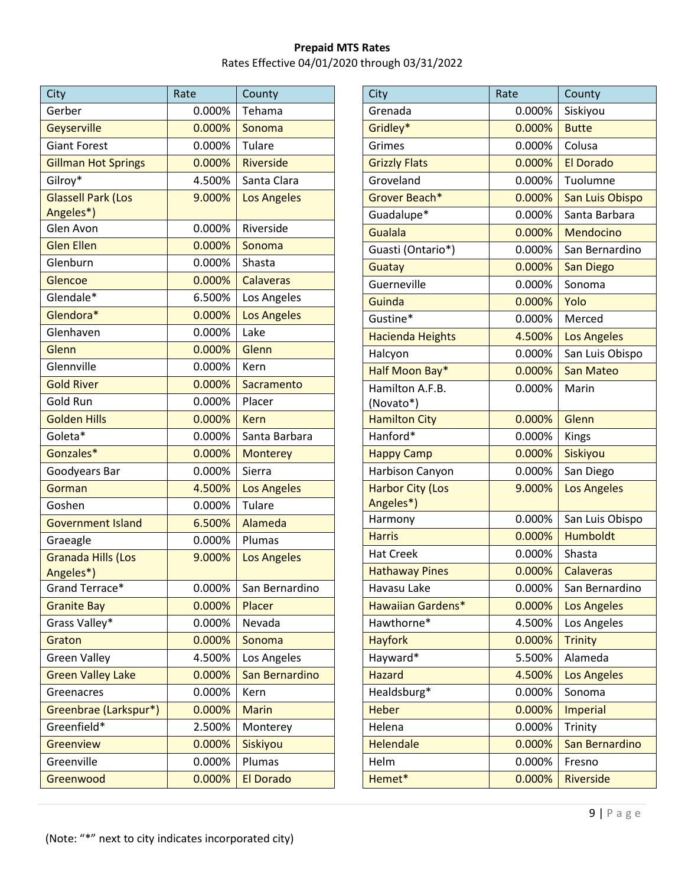**Prepaid MTS Rates**

Rates Effective 04/01/2020 through 03/31/2022

| City | Rate | County |
|---|---|---|
| Gerber | 0.000% | Tehama |
| Geyserville | 0.000% | Sonoma |
| Giant Forest | 0.000% | Tulare |
| Gillman Hot Springs | 0.000% | Riverside |
| Gilroy* | 4.500% | Santa Clara |
| Glassell Park (Los Angeles*) | 9.000% | Los Angeles |
| Glen Avon | 0.000% | Riverside |
| Glen Ellen | 0.000% | Sonoma |
| Glenburn | 0.000% | Shasta |
| Glencoe | 0.000% | Calaveras |
| Glendale* | 6.500% | Los Angeles |
| Glendora* | 0.000% | Los Angeles |
| Glenhaven | 0.000% | Lake |
| Glenn | 0.000% | Glenn |
| Glennville | 0.000% | Kern |
| Gold River | 0.000% | Sacramento |
| Gold Run | 0.000% | Placer |
| Golden Hills | 0.000% | Kern |
| Goleta* | 0.000% | Santa Barbara |
| Gonzales* | 0.000% | Monterey |
| Goodyears Bar | 0.000% | Sierra |
| Gorman | 4.500% | Los Angeles |
| Goshen | 0.000% | Tulare |
| Government Island | 6.500% | Alameda |
| Graeagle | 0.000% | Plumas |
| Granada Hills (Los Angeles*) | 9.000% | Los Angeles |
| Grand Terrace* | 0.000% | San Bernardino |
| Granite Bay | 0.000% | Placer |
| Grass Valley* | 0.000% | Nevada |
| Graton | 0.000% | Sonoma |
| Green Valley | 4.500% | Los Angeles |
| Green Valley Lake | 0.000% | San Bernardino |
| Greenacres | 0.000% | Kern |
| Greenbrae (Larkspur*) | 0.000% | Marin |
| Greenfield* | 2.500% | Monterey |
| Greenview | 0.000% | Siskiyou |
| Greenville | 0.000% | Plumas |
| Greenwood | 0.000% | El Dorado |
| Grenada | 0.000% | Siskiyou |
| Gridley* | 0.000% | Butte |
| Grimes | 0.000% | Colusa |
| Grizzly Flats | 0.000% | El Dorado |
| Groveland | 0.000% | Tuolumne |
| Grover Beach* | 0.000% | San Luis Obispo |
| Guadalupe* | 0.000% | Santa Barbara |
| Gualala | 0.000% | Mendocino |
| Guasti (Ontario*) | 0.000% | San Bernardino |
| Guatay | 0.000% | San Diego |
| Guerneville | 0.000% | Sonoma |
| Guinda | 0.000% | Yolo |
| Gustine* | 0.000% | Merced |
| Hacienda Heights | 4.500% | Los Angeles |
| Halcyon | 0.000% | San Luis Obispo |
| Half Moon Bay* | 0.000% | San Mateo |
| Hamilton A.F.B. (Novato*) | 0.000% | Marin |
| Hamilton City | 0.000% | Glenn |
| Hanford* | 0.000% | Kings |
| Happy Camp | 0.000% | Siskiyou |
| Harbison Canyon | 0.000% | San Diego |
| Harbor City (Los Angeles*) | 9.000% | Los Angeles |
| Harmony | 0.000% | San Luis Obispo |
| Harris | 0.000% | Humboldt |
| Hat Creek | 0.000% | Shasta |
| Hathaway Pines | 0.000% | Calaveras |
| Havasu Lake | 0.000% | San Bernardino |
| Hawaiian Gardens* | 0.000% | Los Angeles |
| Hawthorne* | 4.500% | Los Angeles |
| Hayfork | 0.000% | Trinity |
| Hayward* | 5.500% | Alameda |
| Hazard | 4.500% | Los Angeles |
| Healdsburg* | 0.000% | Sonoma |
| Heber | 0.000% | Imperial |
| Helena | 0.000% | Trinity |
| Helendale | 0.000% | San Bernardino |
| Helm | 0.000% | Fresno |
| Hemet* | 0.000% | Riverside |

(Note: "*" next to city indicates incorporated city)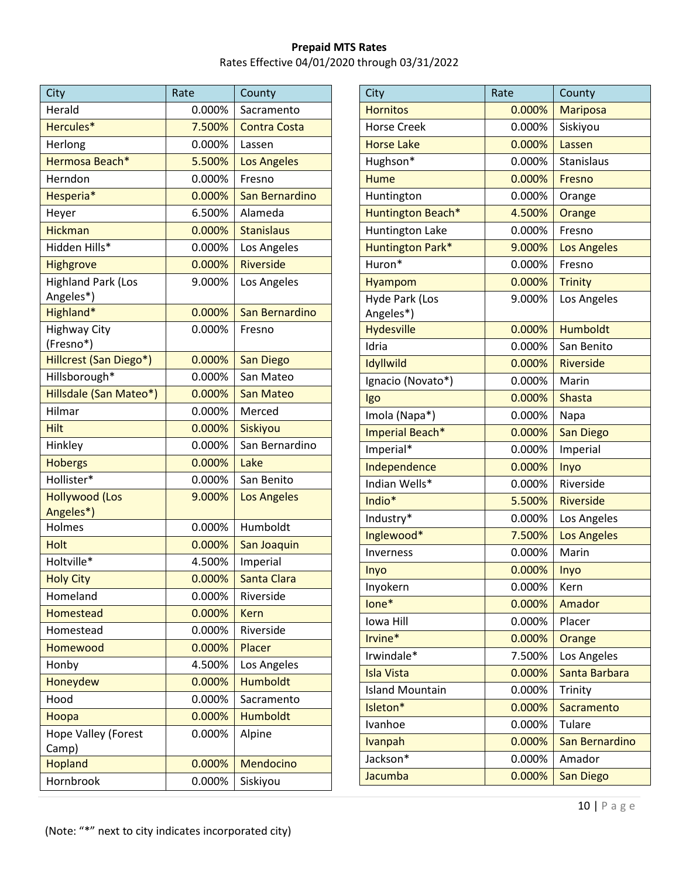**Prepaid MTS Rates**

Rates Effective 04/01/2020 through 03/31/2022

| City | Rate | County |
|---|---|---|
| Herald | 0.000% | Sacramento |
| Hercules* | 7.500% | Contra Costa |
| Herlong | 0.000% | Lassen |
| Hermosa Beach* | 5.500% | Los Angeles |
| Herndon | 0.000% | Fresno |
| Hesperia* | 0.000% | San Bernardino |
| Heyer | 6.500% | Alameda |
| Hickman | 0.000% | Stanislaus |
| Hidden Hills* | 0.000% | Los Angeles |
| Highgrove | 0.000% | Riverside |
| Highland Park (Los Angeles*) | 9.000% | Los Angeles |
| Highland* | 0.000% | San Bernardino |
| Highway City (Fresno*) | 0.000% | Fresno |
| Hillcrest (San Diego*) | 0.000% | San Diego |
| Hillsborough* | 0.000% | San Mateo |
| Hillsdale (San Mateo*) | 0.000% | San Mateo |
| Hilmar | 0.000% | Merced |
| Hilt | 0.000% | Siskiyou |
| Hinkley | 0.000% | San Bernardino |
| Hobergs | 0.000% | Lake |
| Hollister* | 0.000% | San Benito |
| Hollywood (Los Angeles*) | 9.000% | Los Angeles |
| Holmes | 0.000% | Humboldt |
| Holt | 0.000% | San Joaquin |
| Holtville* | 4.500% | Imperial |
| Holy City | 0.000% | Santa Clara |
| Homeland | 0.000% | Riverside |
| Homestead | 0.000% | Kern |
| Homestead | 0.000% | Riverside |
| Homewood | 0.000% | Placer |
| Honby | 4.500% | Los Angeles |
| Honeydew | 0.000% | Humboldt |
| Hood | 0.000% | Sacramento |
| Hoopa | 0.000% | Humboldt |
| Hope Valley (Forest Camp) | 0.000% | Alpine |
| Hopland | 0.000% | Mendocino |
| Hornbrook | 0.000% | Siskiyou |
| Hornitos | 0.000% | Mariposa |
| Horse Creek | 0.000% | Siskiyou |
| Horse Lake | 0.000% | Lassen |
| Hughson* | 0.000% | Stanislaus |
| Hume | 0.000% | Fresno |
| Huntington | 0.000% | Orange |
| Huntington Beach* | 4.500% | Orange |
| Huntington Lake | 0.000% | Fresno |
| Huntington Park* | 9.000% | Los Angeles |
| Huron* | 0.000% | Fresno |
| Hyampom | 0.000% | Trinity |
| Hyde Park (Los Angeles*) | 9.000% | Los Angeles |
| Hydesville | 0.000% | Humboldt |
| Idria | 0.000% | San Benito |
| Idyllwild | 0.000% | Riverside |
| Ignacio (Novato*) | 0.000% | Marin |
| Igo | 0.000% | Shasta |
| Imola (Napa*) | 0.000% | Napa |
| Imperial Beach* | 0.000% | San Diego |
| Imperial* | 0.000% | Imperial |
| Independence | 0.000% | Inyo |
| Indian Wells* | 0.000% | Riverside |
| Indio* | 5.500% | Riverside |
| Industry* | 0.000% | Los Angeles |
| Inglewood* | 7.500% | Los Angeles |
| Inverness | 0.000% | Marin |
| Inyo | 0.000% | Inyo |
| Inyokern | 0.000% | Kern |
| Ione* | 0.000% | Amador |
| Iowa Hill | 0.000% | Placer |
| Irvine* | 0.000% | Orange |
| Irwindale* | 7.500% | Los Angeles |
| Isla Vista | 0.000% | Santa Barbara |
| Island Mountain | 0.000% | Trinity |
| Isleton* | 0.000% | Sacramento |
| Ivanhoe | 0.000% | Tulare |
| Ivanpah | 0.000% | San Bernardino |
| Jackson* | 0.000% | Amador |
| Jacumba | 0.000% | San Diego |

(Note: "*" next to city indicates incorporated city)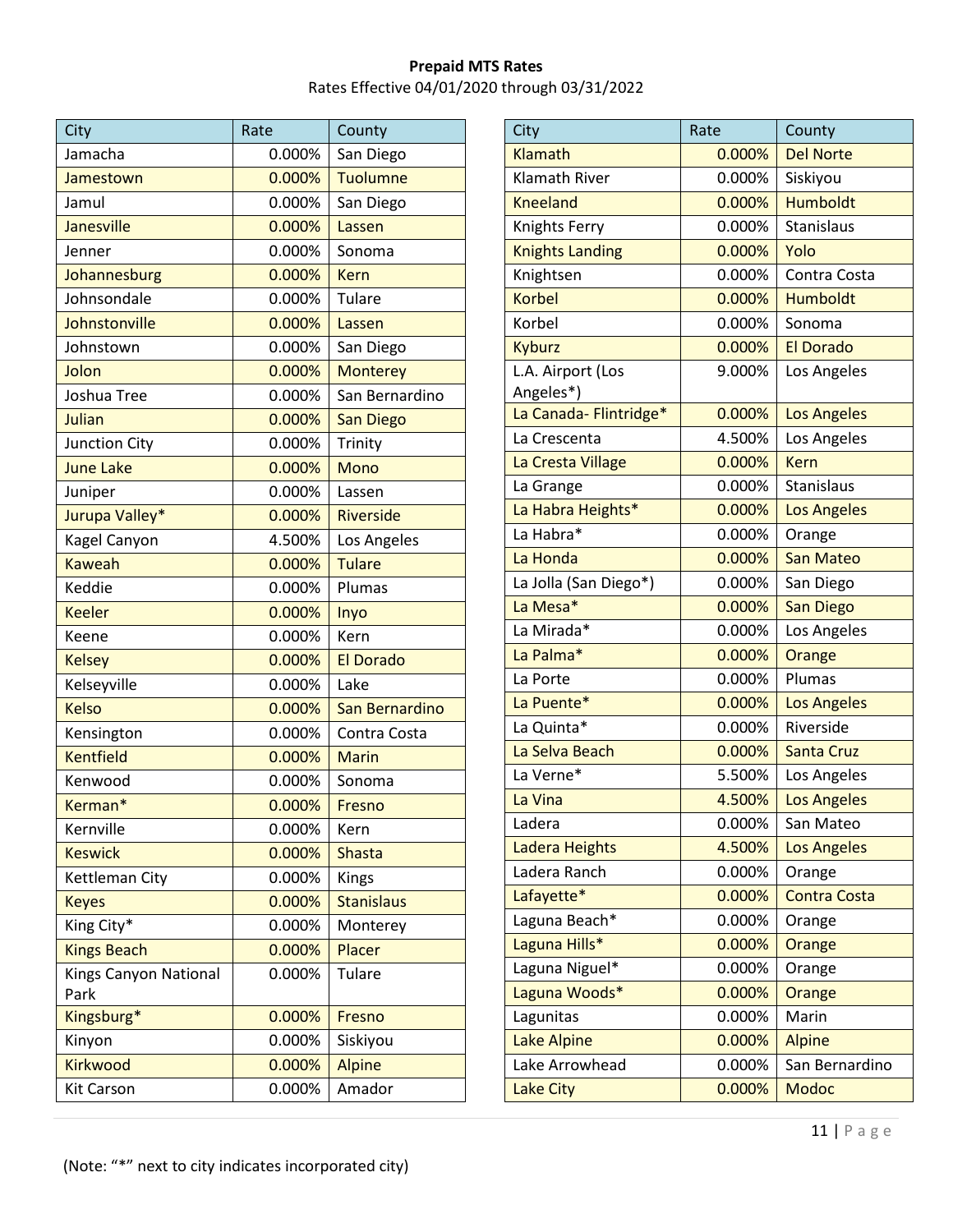**Prepaid MTS Rates**

Rates Effective 04/01/2020 through 03/31/2022

| City | Rate | County |
|---|---|---|
| Jamacha | 0.000% | San Diego |
| Jamestown | 0.000% | Tuolumne |
| Jamul | 0.000% | San Diego |
| Janesville | 0.000% | Lassen |
| Jenner | 0.000% | Sonoma |
| Johannesburg | 0.000% | Kern |
| Johnsondale | 0.000% | Tulare |
| Johnstonville | 0.000% | Lassen |
| Johnstown | 0.000% | San Diego |
| Jolon | 0.000% | Monterey |
| Joshua Tree | 0.000% | San Bernardino |
| Julian | 0.000% | San Diego |
| Junction City | 0.000% | Trinity |
| June Lake | 0.000% | Mono |
| Juniper | 0.000% | Lassen |
| Jurupa Valley* | 0.000% | Riverside |
| Kagel Canyon | 4.500% | Los Angeles |
| Kaweah | 0.000% | Tulare |
| Keddie | 0.000% | Plumas |
| Keeler | 0.000% | Inyo |
| Keene | 0.000% | Kern |
| Kelsey | 0.000% | El Dorado |
| Kelseyville | 0.000% | Lake |
| Kelso | 0.000% | San Bernardino |
| Kensington | 0.000% | Contra Costa |
| Kentfield | 0.000% | Marin |
| Kenwood | 0.000% | Sonoma |
| Kerman* | 0.000% | Fresno |
| Kernville | 0.000% | Kern |
| Keswick | 0.000% | Shasta |
| Kettleman City | 0.000% | Kings |
| Keyes | 0.000% | Stanislaus |
| King City* | 0.000% | Monterey |
| Kings Beach | 0.000% | Placer |
| Kings Canyon National Park | 0.000% | Tulare |
| Kingsburg* | 0.000% | Fresno |
| Kinyon | 0.000% | Siskiyou |
| Kirkwood | 0.000% | Alpine |
| Kit Carson | 0.000% | Amador |
| Klamath | 0.000% | Del Norte |
| Klamath River | 0.000% | Siskiyou |
| Kneeland | 0.000% | Humboldt |
| Knights Ferry | 0.000% | Stanislaus |
| Knights Landing | 0.000% | Yolo |
| Knightsen | 0.000% | Contra Costa |
| Korbel | 0.000% | Humboldt |
| Korbel | 0.000% | Sonoma |
| Kyburz | 0.000% | El Dorado |
| L.A. Airport (Los Angeles*) | 9.000% | Los Angeles |
| La Canada- Flintridge* | 0.000% | Los Angeles |
| La Crescenta | 4.500% | Los Angeles |
| La Cresta Village | 0.000% | Kern |
| La Grange | 0.000% | Stanislaus |
| La Habra Heights* | 0.000% | Los Angeles |
| La Habra* | 0.000% | Orange |
| La Honda | 0.000% | San Mateo |
| La Jolla (San Diego*) | 0.000% | San Diego |
| La Mesa* | 0.000% | San Diego |
| La Mirada* | 0.000% | Los Angeles |
| La Palma* | 0.000% | Orange |
| La Porte | 0.000% | Plumas |
| La Puente* | 0.000% | Los Angeles |
| La Quinta* | 0.000% | Riverside |
| La Selva Beach | 0.000% | Santa Cruz |
| La Verne* | 5.500% | Los Angeles |
| La Vina | 4.500% | Los Angeles |
| Ladera | 0.000% | San Mateo |
| Ladera Heights | 4.500% | Los Angeles |
| Ladera Ranch | 0.000% | Orange |
| Lafayette* | 0.000% | Contra Costa |
| Laguna Beach* | 0.000% | Orange |
| Laguna Hills* | 0.000% | Orange |
| Laguna Niguel* | 0.000% | Orange |
| Laguna Woods* | 0.000% | Orange |
| Lagunitas | 0.000% | Marin |
| Lake Alpine | 0.000% | Alpine |
| Lake Arrowhead | 0.000% | San Bernardino |
| Lake City | 0.000% | Modoc |

(Note: "*" next to city indicates incorporated city)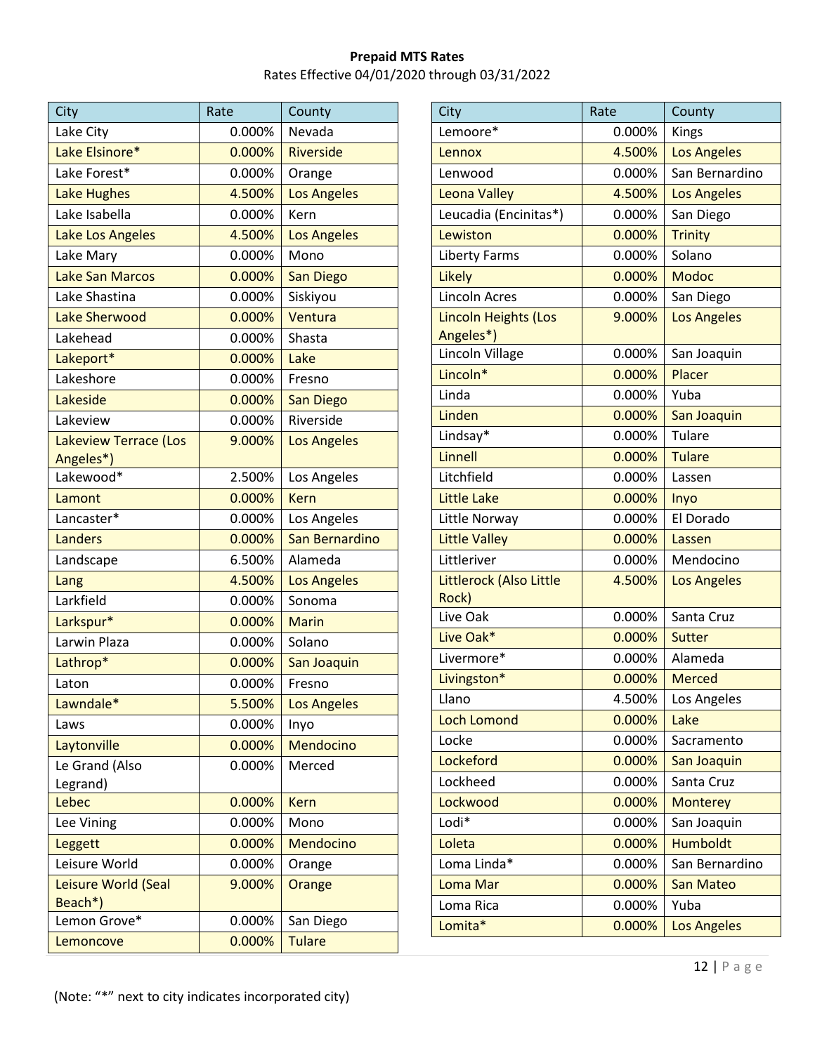**Prepaid MTS Rates**

Rates Effective 04/01/2020 through 03/31/2022

| City | Rate | County |
|---|---|---|
| Lake City | 0.000% | Nevada |
| Lake Elsinore* | 0.000% | Riverside |
| Lake Forest* | 0.000% | Orange |
| Lake Hughes | 4.500% | Los Angeles |
| Lake Isabella | 0.000% | Kern |
| Lake Los Angeles | 4.500% | Los Angeles |
| Lake Mary | 0.000% | Mono |
| Lake San Marcos | 0.000% | San Diego |
| Lake Shastina | 0.000% | Siskiyou |
| Lake Sherwood | 0.000% | Ventura |
| Lakehead | 0.000% | Shasta |
| Lakeport* | 0.000% | Lake |
| Lakeshore | 0.000% | Fresno |
| Lakeside | 0.000% | San Diego |
| Lakeview | 0.000% | Riverside |
| Lakeview Terrace (Los Angeles*) | 9.000% | Los Angeles |
| Lakewood* | 2.500% | Los Angeles |
| Lamont | 0.000% | Kern |
| Lancaster* | 0.000% | Los Angeles |
| Landers | 0.000% | San Bernardino |
| Landscape | 6.500% | Alameda |
| Lang | 4.500% | Los Angeles |
| Larkfield | 0.000% | Sonoma |
| Larkspur* | 0.000% | Marin |
| Larwin Plaza | 0.000% | Solano |
| Lathrop* | 0.000% | San Joaquin |
| Laton | 0.000% | Fresno |
| Lawndale* | 5.500% | Los Angeles |
| Laws | 0.000% | Inyo |
| Laytonville | 0.000% | Mendocino |
| Le Grand (Also Legrand) | 0.000% | Merced |
| Lebec | 0.000% | Kern |
| Lee Vining | 0.000% | Mono |
| Leggett | 0.000% | Mendocino |
| Leisure World | 0.000% | Orange |
| Leisure World (Seal Beach*) | 9.000% | Orange |
| Lemon Grove* | 0.000% | San Diego |
| Lemoncove | 0.000% | Tulare |
| Lemoore* | 0.000% | Kings |
| Lennox | 4.500% | Los Angeles |
| Lenwood | 0.000% | San Bernardino |
| Leona Valley | 4.500% | Los Angeles |
| Leucadia (Encinitas*) | 0.000% | San Diego |
| Lewiston | 0.000% | Trinity |
| Liberty Farms | 0.000% | Solano |
| Likely | 0.000% | Modoc |
| Lincoln Acres | 0.000% | San Diego |
| Lincoln Heights (Los Angeles*) | 9.000% | Los Angeles |
| Lincoln Village | 0.000% | San Joaquin |
| Lincoln* | 0.000% | Placer |
| Linda | 0.000% | Yuba |
| Linden | 0.000% | San Joaquin |
| Lindsay* | 0.000% | Tulare |
| Linnell | 0.000% | Tulare |
| Litchfield | 0.000% | Lassen |
| Little Lake | 0.000% | Inyo |
| Little Norway | 0.000% | El Dorado |
| Little Valley | 0.000% | Lassen |
| Littleriver | 0.000% | Mendocino |
| Littlerock (Also Little Rock) | 4.500% | Los Angeles |
| Live Oak | 0.000% | Santa Cruz |
| Live Oak* | 0.000% | Sutter |
| Livermore* | 0.000% | Alameda |
| Livingston* | 0.000% | Merced |
| Llano | 4.500% | Los Angeles |
| Loch Lomond | 0.000% | Lake |
| Locke | 0.000% | Sacramento |
| Lockeford | 0.000% | San Joaquin |
| Lockheed | 0.000% | Santa Cruz |
| Lockwood | 0.000% | Monterey |
| Lodi* | 0.000% | San Joaquin |
| Loleta | 0.000% | Humboldt |
| Loma Linda* | 0.000% | San Bernardino |
| Loma Mar | 0.000% | San Mateo |
| Loma Rica | 0.000% | Yuba |
| Lomita* | 0.000% | Los Angeles |

(Note: "*" next to city indicates incorporated city)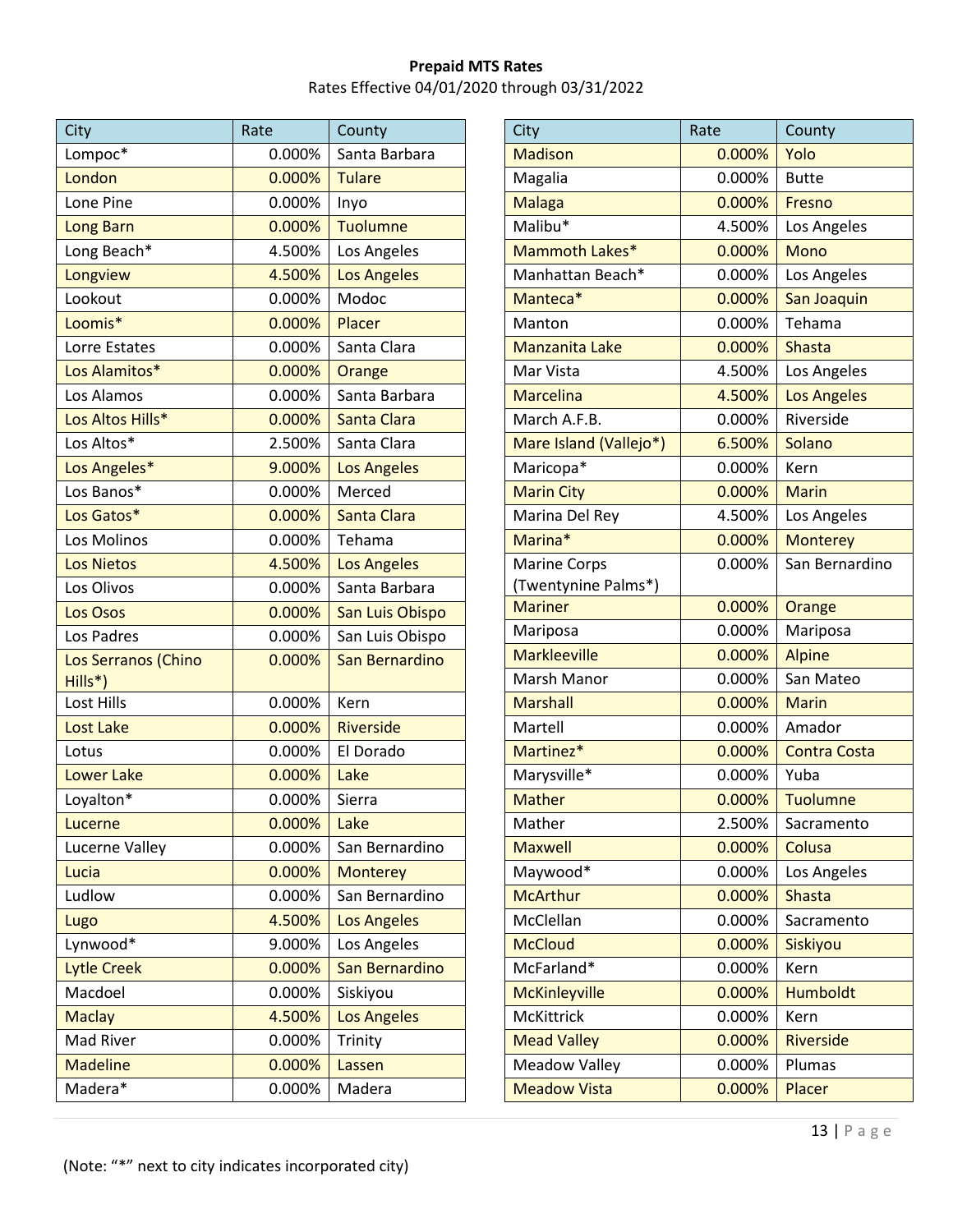**Prepaid MTS Rates**

Rates Effective 04/01/2020 through 03/31/2022

| City | Rate | County |
|---|---|---|
| Lompoc* | 0.000% | Santa Barbara |
| London | 0.000% | Tulare |
| Lone Pine | 0.000% | Inyo |
| Long Barn | 0.000% | Tuolumne |
| Long Beach* | 4.500% | Los Angeles |
| Longview | 4.500% | Los Angeles |
| Lookout | 0.000% | Modoc |
| Loomis* | 0.000% | Placer |
| Lorre Estates | 0.000% | Santa Clara |
| Los Alamitos* | 0.000% | Orange |
| Los Alamos | 0.000% | Santa Barbara |
| Los Altos Hills* | 0.000% | Santa Clara |
| Los Altos* | 2.500% | Santa Clara |
| Los Angeles* | 9.000% | Los Angeles |
| Los Banos* | 0.000% | Merced |
| Los Gatos* | 0.000% | Santa Clara |
| Los Molinos | 0.000% | Tehama |
| Los Nietos | 4.500% | Los Angeles |
| Los Olivos | 0.000% | Santa Barbara |
| Los Osos | 0.000% | San Luis Obispo |
| Los Padres | 0.000% | San Luis Obispo |
| Los Serranos (Chino Hills*) | 0.000% | San Bernardino |
| Lost Hills | 0.000% | Kern |
| Lost Lake | 0.000% | Riverside |
| Lotus | 0.000% | El Dorado |
| Lower Lake | 0.000% | Lake |
| Loyalton* | 0.000% | Sierra |
| Lucerne | 0.000% | Lake |
| Lucerne Valley | 0.000% | San Bernardino |
| Lucia | 0.000% | Monterey |
| Ludlow | 0.000% | San Bernardino |
| Lugo | 4.500% | Los Angeles |
| Lynwood* | 9.000% | Los Angeles |
| Lytle Creek | 0.000% | San Bernardino |
| Macdoel | 0.000% | Siskiyou |
| Maclay | 4.500% | Los Angeles |
| Mad River | 0.000% | Trinity |
| Madeline | 0.000% | Lassen |
| Madera* | 0.000% | Madera |

| City | Rate | County |
|---|---|---|
| Madison | 0.000% | Yolo |
| Magalia | 0.000% | Butte |
| Malaga | 0.000% | Fresno |
| Malibu* | 4.500% | Los Angeles |
| Mammoth Lakes* | 0.000% | Mono |
| Manhattan Beach* | 0.000% | Los Angeles |
| Manteca* | 0.000% | San Joaquin |
| Manton | 0.000% | Tehama |
| Manzanita Lake | 0.000% | Shasta |
| Mar Vista | 4.500% | Los Angeles |
| Marcelina | 4.500% | Los Angeles |
| March A.F.B. | 0.000% | Riverside |
| Mare Island (Vallejo*) | 6.500% | Solano |
| Maricopa* | 0.000% | Kern |
| Marin City | 0.000% | Marin |
| Marina Del Rey | 4.500% | Los Angeles |
| Marina* | 0.000% | Monterey |
| Marine Corps (Twentynine Palms*) | 0.000% | San Bernardino |
| Mariner | 0.000% | Orange |
| Mariposa | 0.000% | Mariposa |
| Markleeville | 0.000% | Alpine |
| Marsh Manor | 0.000% | San Mateo |
| Marshall | 0.000% | Marin |
| Martell | 0.000% | Amador |
| Martinez* | 0.000% | Contra Costa |
| Marysville* | 0.000% | Yuba |
| Mather | 0.000% | Tuolumne |
| Mather | 2.500% | Sacramento |
| Maxwell | 0.000% | Colusa |
| Maywood* | 0.000% | Los Angeles |
| McArthur | 0.000% | Shasta |
| McClellan | 0.000% | Sacramento |
| McCloud | 0.000% | Siskiyou |
| McFarland* | 0.000% | Kern |
| McKinleyville | 0.000% | Humboldt |
| McKittrick | 0.000% | Kern |
| Mead Valley | 0.000% | Riverside |
| Meadow Valley | 0.000% | Plumas |
| Meadow Vista | 0.000% | Placer |

(Note: "*" next to city indicates incorporated city)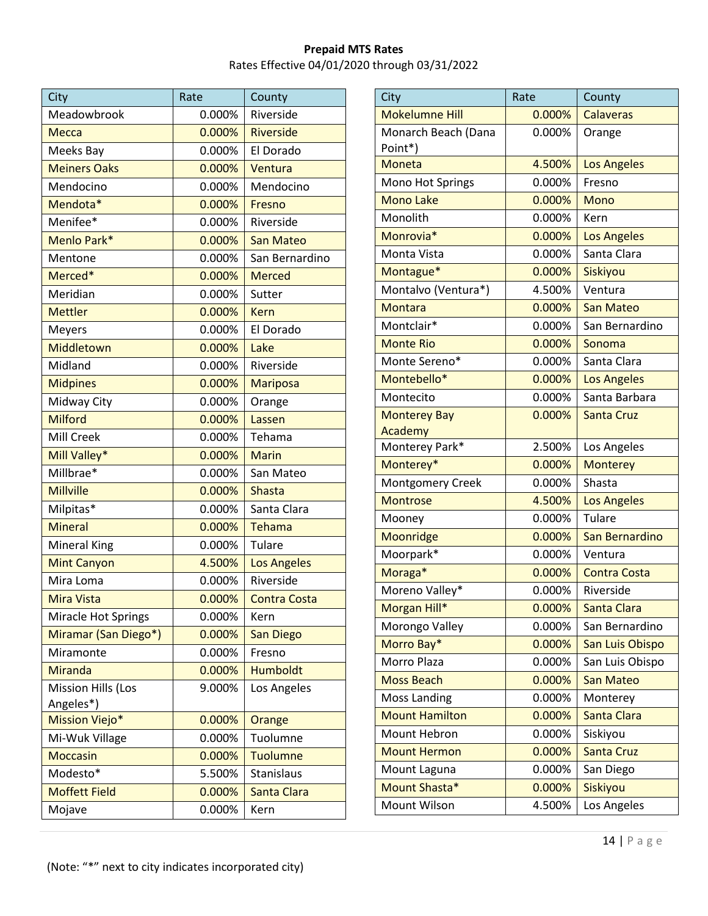**Prepaid MTS Rates**

Rates Effective 04/01/2020 through 03/31/2022

| City | Rate | County |
|---|---|---|
| Meadowbrook | 0.000% | Riverside |
| Mecca | 0.000% | Riverside |
| Meeks Bay | 0.000% | El Dorado |
| Meiners Oaks | 0.000% | Ventura |
| Mendocino | 0.000% | Mendocino |
| Mendota* | 0.000% | Fresno |
| Menifee* | 0.000% | Riverside |
| Menlo Park* | 0.000% | San Mateo |
| Mentone | 0.000% | San Bernardino |
| Merced* | 0.000% | Merced |
| Meridian | 0.000% | Sutter |
| Mettler | 0.000% | Kern |
| Meyers | 0.000% | El Dorado |
| Middletown | 0.000% | Lake |
| Midland | 0.000% | Riverside |
| Midpines | 0.000% | Mariposa |
| Midway City | 0.000% | Orange |
| Milford | 0.000% | Lassen |
| Mill Creek | 0.000% | Tehama |
| Mill Valley* | 0.000% | Marin |
| Millbrae* | 0.000% | San Mateo |
| Millville | 0.000% | Shasta |
| Milpitas* | 0.000% | Santa Clara |
| Mineral | 0.000% | Tehama |
| Mineral King | 0.000% | Tulare |
| Mint Canyon | 4.500% | Los Angeles |
| Mira Loma | 0.000% | Riverside |
| Mira Vista | 0.000% | Contra Costa |
| Miracle Hot Springs | 0.000% | Kern |
| Miramar (San Diego*) | 0.000% | San Diego |
| Miramonte | 0.000% | Fresno |
| Miranda | 0.000% | Humboldt |
| Mission Hills (Los Angeles*) | 9.000% | Los Angeles |
| Mission Viejo* | 0.000% | Orange |
| Mi-Wuk Village | 0.000% | Tuolumne |
| Moccasin | 0.000% | Tuolumne |
| Modesto* | 5.500% | Stanislaus |
| Moffett Field | 0.000% | Santa Clara |
| Mojave | 0.000% | Kern |
| Mokelumne Hill | 0.000% | Calaveras |
| Monarch Beach (Dana Point*) | 0.000% | Orange |
| Moneta | 4.500% | Los Angeles |
| Mono Hot Springs | 0.000% | Fresno |
| Mono Lake | 0.000% | Mono |
| Monolith | 0.000% | Kern |
| Monrovia* | 0.000% | Los Angeles |
| Monta Vista | 0.000% | Santa Clara |
| Montague* | 0.000% | Siskiyou |
| Montalvo (Ventura*) | 4.500% | Ventura |
| Montara | 0.000% | San Mateo |
| Montclair* | 0.000% | San Bernardino |
| Monte Rio | 0.000% | Sonoma |
| Monte Sereno* | 0.000% | Santa Clara |
| Montebello* | 0.000% | Los Angeles |
| Montecito | 0.000% | Santa Barbara |
| Monterey Bay Academy | 0.000% | Santa Cruz |
| Monterey Park* | 2.500% | Los Angeles |
| Monterey* | 0.000% | Monterey |
| Montgomery Creek | 0.000% | Shasta |
| Montrose | 4.500% | Los Angeles |
| Mooney | 0.000% | Tulare |
| Moonridge | 0.000% | San Bernardino |
| Moorpark* | 0.000% | Ventura |
| Moraga* | 0.000% | Contra Costa |
| Moreno Valley* | 0.000% | Riverside |
| Morgan Hill* | 0.000% | Santa Clara |
| Morongo Valley | 0.000% | San Bernardino |
| Morro Bay* | 0.000% | San Luis Obispo |
| Morro Plaza | 0.000% | San Luis Obispo |
| Moss Beach | 0.000% | San Mateo |
| Moss Landing | 0.000% | Monterey |
| Mount Hamilton | 0.000% | Santa Clara |
| Mount Hebron | 0.000% | Siskiyou |
| Mount Hermon | 0.000% | Santa Cruz |
| Mount Laguna | 0.000% | San Diego |
| Mount Shasta* | 0.000% | Siskiyou |
| Mount Wilson | 4.500% | Los Angeles |

(Note: "*" next to city indicates incorporated city)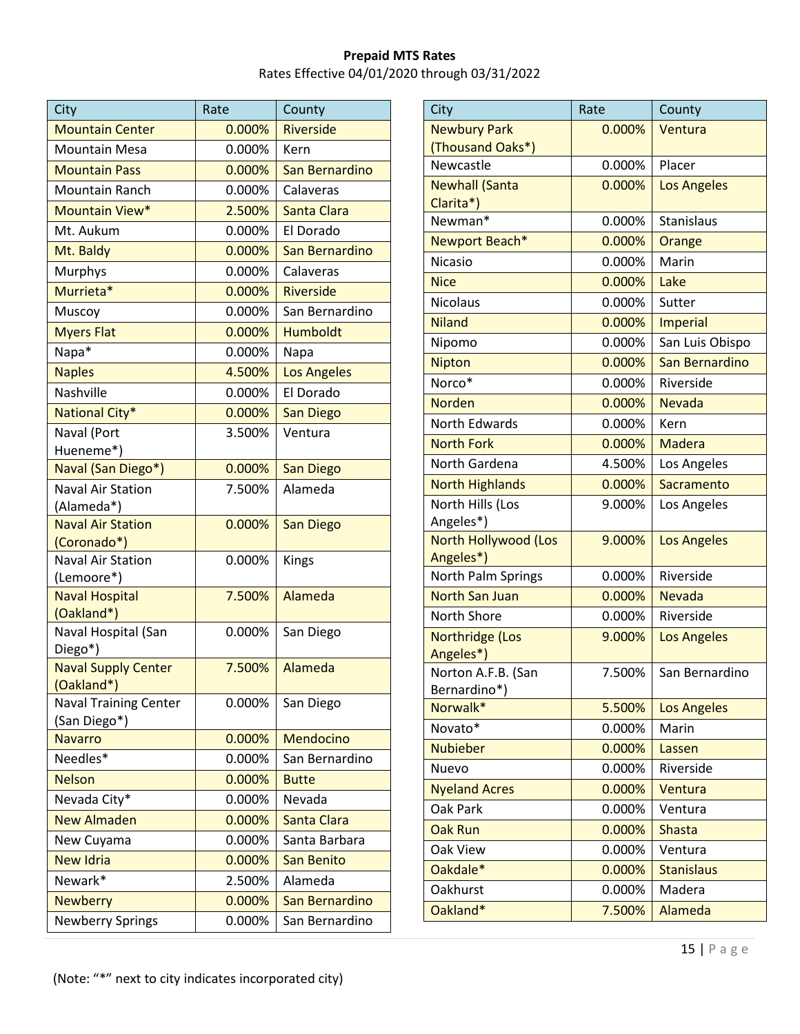**Prepaid MTS Rates**

Rates Effective 04/01/2020 through 03/31/2022

| City | Rate | County |
|---|---|---|
| Mountain Center | 0.000% | Riverside |
| Mountain Mesa | 0.000% | Kern |
| Mountain Pass | 0.000% | San Bernardino |
| Mountain Ranch | 0.000% | Calaveras |
| Mountain View* | 2.500% | Santa Clara |
| Mt. Aukum | 0.000% | El Dorado |
| Mt. Baldy | 0.000% | San Bernardino |
| Murphys | 0.000% | Calaveras |
| Murrieta* | 0.000% | Riverside |
| Muscoy | 0.000% | San Bernardino |
| Myers Flat | 0.000% | Humboldt |
| Napa* | 0.000% | Napa |
| Naples | 4.500% | Los Angeles |
| Nashville | 0.000% | El Dorado |
| National City* | 0.000% | San Diego |
| Naval (Port Hueneme*) | 3.500% | Ventura |
| Naval (San Diego*) | 0.000% | San Diego |
| Naval Air Station (Alameda*) | 7.500% | Alameda |
| Naval Air Station (Coronado*) | 0.000% | San Diego |
| Naval Air Station (Lemoore*) | 0.000% | Kings |
| Naval Hospital (Oakland*) | 7.500% | Alameda |
| Naval Hospital (San Diego*) | 0.000% | San Diego |
| Naval Supply Center (Oakland*) | 7.500% | Alameda |
| Naval Training Center (San Diego*) | 0.000% | San Diego |
| Navarro | 0.000% | Mendocino |
| Needles* | 0.000% | San Bernardino |
| Nelson | 0.000% | Butte |
| Nevada City* | 0.000% | Nevada |
| New Almaden | 0.000% | Santa Clara |
| New Cuyama | 0.000% | Santa Barbara |
| New Idria | 0.000% | San Benito |
| Newark* | 2.500% | Alameda |
| Newberry | 0.000% | San Bernardino |
| Newberry Springs | 0.000% | San Bernardino |
| Newbury Park (Thousand Oaks*) | 0.000% | Ventura |
| Newcastle | 0.000% | Placer |
| Newhall (Santa Clarita*) | 0.000% | Los Angeles |
| Newman* | 0.000% | Stanislaus |
| Newport Beach* | 0.000% | Orange |
| Nicasio | 0.000% | Marin |
| Nice | 0.000% | Lake |
| Nicolaus | 0.000% | Sutter |
| Niland | 0.000% | Imperial |
| Nipomo | 0.000% | San Luis Obispo |
| Nipton | 0.000% | San Bernardino |
| Norco* | 0.000% | Riverside |
| Norden | 0.000% | Nevada |
| North Edwards | 0.000% | Kern |
| North Fork | 0.000% | Madera |
| North Gardena | 4.500% | Los Angeles |
| North Highlands | 0.000% | Sacramento |
| North Hills (Los Angeles*) | 9.000% | Los Angeles |
| North Hollywood (Los Angeles*) | 9.000% | Los Angeles |
| North Palm Springs | 0.000% | Riverside |
| North San Juan | 0.000% | Nevada |
| North Shore | 0.000% | Riverside |
| Northridge (Los Angeles*) | 9.000% | Los Angeles |
| Norton A.F.B. (San Bernardino*) | 7.500% | San Bernardino |
| Norwalk* | 5.500% | Los Angeles |
| Novato* | 0.000% | Marin |
| Nubieber | 0.000% | Lassen |
| Nuevo | 0.000% | Riverside |
| Nyeland Acres | 0.000% | Ventura |
| Oak Park | 0.000% | Ventura |
| Oak Run | 0.000% | Shasta |
| Oak View | 0.000% | Ventura |
| Oakdale* | 0.000% | Stanislaus |
| Oakhurst | 0.000% | Madera |
| Oakland* | 7.500% | Alameda |

(Note: "*" next to city indicates incorporated city)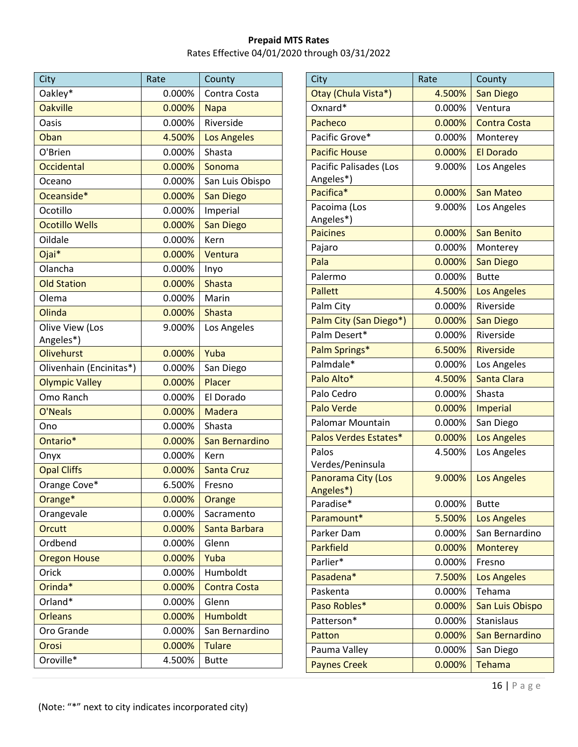**Prepaid MTS Rates**
Rates Effective 04/01/2020 through 03/31/2022

| City | Rate | County |
|---|---|---|
| Oakley* | 0.000% | Contra Costa |
| Oakville | 0.000% | Napa |
| Oasis | 0.000% | Riverside |
| Oban | 4.500% | Los Angeles |
| O'Brien | 0.000% | Shasta |
| Occidental | 0.000% | Sonoma |
| Oceano | 0.000% | San Luis Obispo |
| Oceanside* | 0.000% | San Diego |
| Ocotillo | 0.000% | Imperial |
| Ocotillo Wells | 0.000% | San Diego |
| Oildale | 0.000% | Kern |
| Ojai* | 0.000% | Ventura |
| Olancha | 0.000% | Inyo |
| Old Station | 0.000% | Shasta |
| Olema | 0.000% | Marin |
| Olinda | 0.000% | Shasta |
| Olive View (Los Angeles*) | 9.000% | Los Angeles |
| Olivehurst | 0.000% | Yuba |
| Olivenhain (Encinitas*) | 0.000% | San Diego |
| Olympic Valley | 0.000% | Placer |
| Omo Ranch | 0.000% | El Dorado |
| O'Neals | 0.000% | Madera |
| Ono | 0.000% | Shasta |
| Ontario* | 0.000% | San Bernardino |
| Onyx | 0.000% | Kern |
| Opal Cliffs | 0.000% | Santa Cruz |
| Orange Cove* | 6.500% | Fresno |
| Orange* | 0.000% | Orange |
| Orangevale | 0.000% | Sacramento |
| Orcutt | 0.000% | Santa Barbara |
| Ordbend | 0.000% | Glenn |
| Oregon House | 0.000% | Yuba |
| Orick | 0.000% | Humboldt |
| Orinda* | 0.000% | Contra Costa |
| Orland* | 0.000% | Glenn |
| Orleans | 0.000% | Humboldt |
| Oro Grande | 0.000% | San Bernardino |
| Orosi | 0.000% | Tulare |
| Oroville* | 4.500% | Butte |
| Otay (Chula Vista*) | 4.500% | San Diego |
| Oxnard* | 0.000% | Ventura |
| Pacheco | 0.000% | Contra Costa |
| Pacific Grove* | 0.000% | Monterey |
| Pacific House | 0.000% | El Dorado |
| Pacific Palisades (Los Angeles*) | 9.000% | Los Angeles |
| Pacifica* | 0.000% | San Mateo |
| Pacoima (Los Angeles*) | 9.000% | Los Angeles |
| Paicines | 0.000% | San Benito |
| Pajaro | 0.000% | Monterey |
| Pala | 0.000% | San Diego |
| Palermo | 0.000% | Butte |
| Pallett | 4.500% | Los Angeles |
| Palm City | 0.000% | Riverside |
| Palm City (San Diego*) | 0.000% | San Diego |
| Palm Desert* | 0.000% | Riverside |
| Palm Springs* | 6.500% | Riverside |
| Palmdale* | 0.000% | Los Angeles |
| Palo Alto* | 4.500% | Santa Clara |
| Palo Cedro | 0.000% | Shasta |
| Palo Verde | 0.000% | Imperial |
| Palomar Mountain | 0.000% | San Diego |
| Palos Verdes Estates* | 0.000% | Los Angeles |
| Palos Verdes/Peninsula | 4.500% | Los Angeles |
| Panorama City (Los Angeles*) | 9.000% | Los Angeles |
| Paradise* | 0.000% | Butte |
| Paramount* | 5.500% | Los Angeles |
| Parker Dam | 0.000% | San Bernardino |
| Parkfield | 0.000% | Monterey |
| Parlier* | 0.000% | Fresno |
| Pasadena* | 7.500% | Los Angeles |
| Paskenta | 0.000% | Tehama |
| Paso Robles* | 0.000% | San Luis Obispo |
| Patterson* | 0.000% | Stanislaus |
| Patton | 0.000% | San Bernardino |
| Pauma Valley | 0.000% | San Diego |
| Paynes Creek | 0.000% | Tehama |

(Note: "*" next to city indicates incorporated city)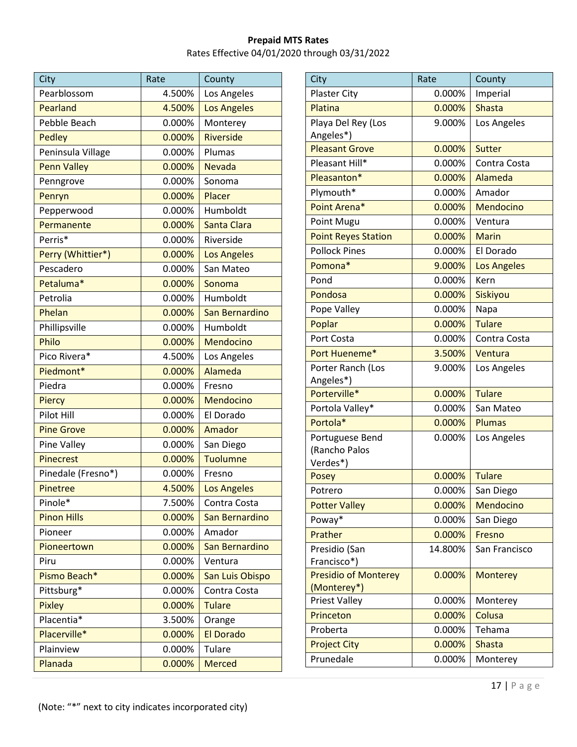**Prepaid MTS Rates**

Rates Effective 04/01/2020 through 03/31/2022

| City | Rate | County |
|---|---|---|
| Pearblossom | 4.500% | Los Angeles |
| Pearland | 4.500% | Los Angeles |
| Pebble Beach | 0.000% | Monterey |
| Pedley | 0.000% | Riverside |
| Peninsula Village | 0.000% | Plumas |
| Penn Valley | 0.000% | Nevada |
| Penngrove | 0.000% | Sonoma |
| Penryn | 0.000% | Placer |
| Pepperwood | 0.000% | Humboldt |
| Permanente | 0.000% | Santa Clara |
| Perris* | 0.000% | Riverside |
| Perry (Whittier*) | 0.000% | Los Angeles |
| Pescadero | 0.000% | San Mateo |
| Petaluma* | 0.000% | Sonoma |
| Petrolia | 0.000% | Humboldt |
| Phelan | 0.000% | San Bernardino |
| Phillipsville | 0.000% | Humboldt |
| Philo | 0.000% | Mendocino |
| Pico Rivera* | 4.500% | Los Angeles |
| Piedmont* | 0.000% | Alameda |
| Piedra | 0.000% | Fresno |
| Piercy | 0.000% | Mendocino |
| Pilot Hill | 0.000% | El Dorado |
| Pine Grove | 0.000% | Amador |
| Pine Valley | 0.000% | San Diego |
| Pinecrest | 0.000% | Tuolumne |
| Pinedale (Fresno*) | 0.000% | Fresno |
| Pinetree | 4.500% | Los Angeles |
| Pinole* | 7.500% | Contra Costa |
| Pinon Hills | 0.000% | San Bernardino |
| Pioneer | 0.000% | Amador |
| Pioneertown | 0.000% | San Bernardino |
| Piru | 0.000% | Ventura |
| Pismo Beach* | 0.000% | San Luis Obispo |
| Pittsburg* | 0.000% | Contra Costa |
| Pixley | 0.000% | Tulare |
| Placentia* | 3.500% | Orange |
| Placerville* | 0.000% | El Dorado |
| Plainview | 0.000% | Tulare |
| Planada | 0.000% | Merced |
| Plaster City | 0.000% | Imperial |
| Platina | 0.000% | Shasta |
| Playa Del Rey (Los Angeles*) | 9.000% | Los Angeles |
| Pleasant Grove | 0.000% | Sutter |
| Pleasant Hill* | 0.000% | Contra Costa |
| Pleasanton* | 0.000% | Alameda |
| Plymouth* | 0.000% | Amador |
| Point Arena* | 0.000% | Mendocino |
| Point Mugu | 0.000% | Ventura |
| Point Reyes Station | 0.000% | Marin |
| Pollock Pines | 0.000% | El Dorado |
| Pomona* | 9.000% | Los Angeles |
| Pond | 0.000% | Kern |
| Pondosa | 0.000% | Siskiyou |
| Pope Valley | 0.000% | Napa |
| Poplar | 0.000% | Tulare |
| Port Costa | 0.000% | Contra Costa |
| Port Hueneme* | 3.500% | Ventura |
| Porter Ranch (Los Angeles*) | 9.000% | Los Angeles |
| Porterville* | 0.000% | Tulare |
| Portola Valley* | 0.000% | San Mateo |
| Portola* | 0.000% | Plumas |
| Portuguese Bend (Rancho Palos Verdes*) | 0.000% | Los Angeles |
| Posey | 0.000% | Tulare |
| Potrero | 0.000% | San Diego |
| Potter Valley | 0.000% | Mendocino |
| Poway* | 0.000% | San Diego |
| Prather | 0.000% | Fresno |
| Presidio (San Francisco*) | 14.800% | San Francisco |
| Presidio of Monterey (Monterey*) | 0.000% | Monterey |
| Priest Valley | 0.000% | Monterey |
| Princeton | 0.000% | Colusa |
| Proberta | 0.000% | Tehama |
| Project City | 0.000% | Shasta |
| Prunedale | 0.000% | Monterey |

(Note: "*" next to city indicates incorporated city)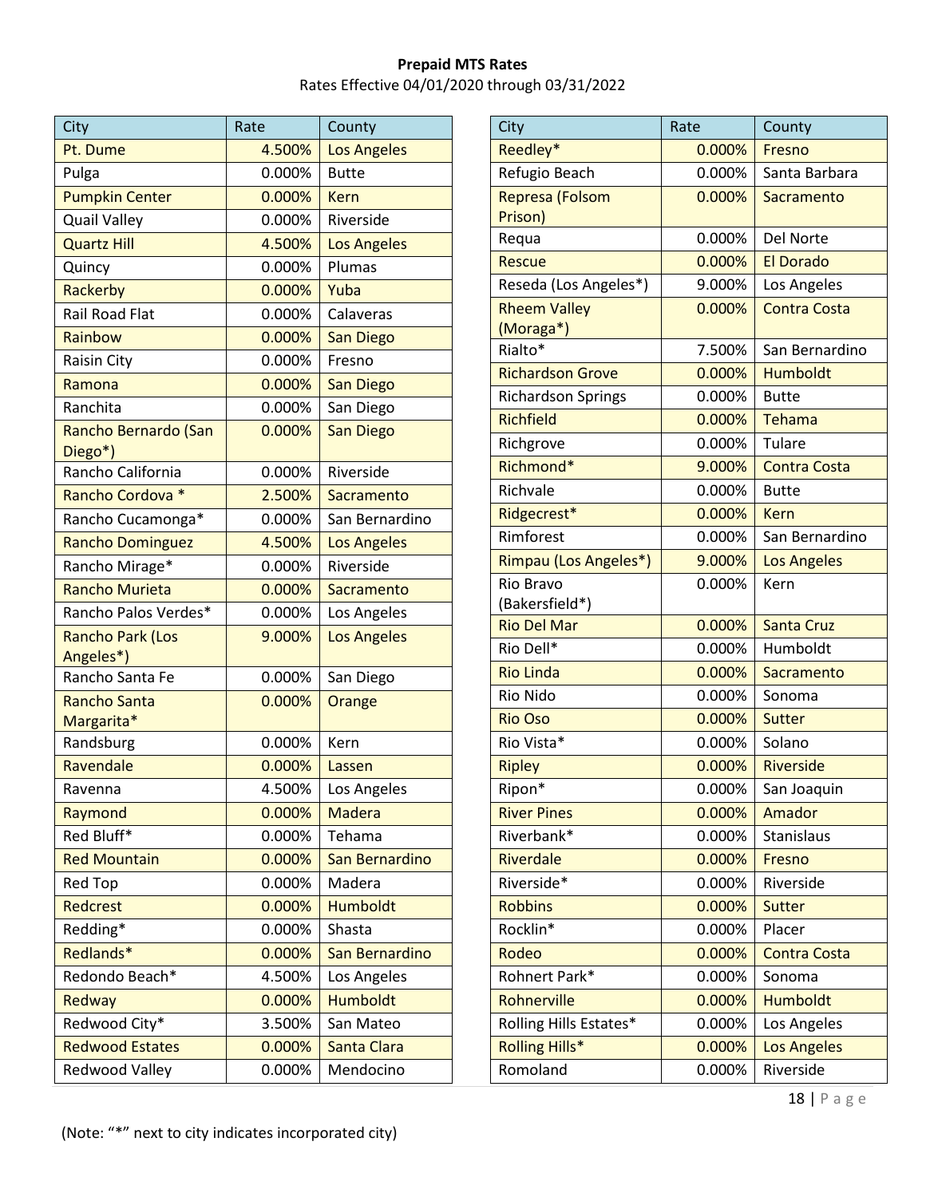**Prepaid MTS Rates**

Rates Effective 04/01/2020 through 03/31/2022

| City | Rate | County |
|---|---|---|
| Pt. Dume | 4.500% | Los Angeles |
| Pulga | 0.000% | Butte |
| Pumpkin Center | 0.000% | Kern |
| Quail Valley | 0.000% | Riverside |
| Quartz Hill | 4.500% | Los Angeles |
| Quincy | 0.000% | Plumas |
| Rackerby | 0.000% | Yuba |
| Rail Road Flat | 0.000% | Calaveras |
| Rainbow | 0.000% | San Diego |
| Raisin City | 0.000% | Fresno |
| Ramona | 0.000% | San Diego |
| Ranchita | 0.000% | San Diego |
| Rancho Bernardo (San Diego*) | 0.000% | San Diego |
| Rancho California | 0.000% | Riverside |
| Rancho Cordova * | 2.500% | Sacramento |
| Rancho Cucamonga* | 0.000% | San Bernardino |
| Rancho Dominguez | 4.500% | Los Angeles |
| Rancho Mirage* | 0.000% | Riverside |
| Rancho Murieta | 0.000% | Sacramento |
| Rancho Palos Verdes* | 0.000% | Los Angeles |
| Rancho Park (Los Angeles*) | 9.000% | Los Angeles |
| Rancho Santa Fe | 0.000% | San Diego |
| Rancho Santa Margarita* | 0.000% | Orange |
| Randsburg | 0.000% | Kern |
| Ravendale | 0.000% | Lassen |
| Ravenna | 4.500% | Los Angeles |
| Raymond | 0.000% | Madera |
| Red Bluff* | 0.000% | Tehama |
| Red Mountain | 0.000% | San Bernardino |
| Red Top | 0.000% | Madera |
| Redcrest | 0.000% | Humboldt |
| Redding* | 0.000% | Shasta |
| Redlands* | 0.000% | San Bernardino |
| Redondo Beach* | 4.500% | Los Angeles |
| Redway | 0.000% | Humboldt |
| Redwood City* | 3.500% | San Mateo |
| Redwood Estates | 0.000% | Santa Clara |
| Redwood Valley | 0.000% | Mendocino |
| Reedley* | 0.000% | Fresno |
| Refugio Beach | 0.000% | Santa Barbara |
| Represa (Folsom Prison) | 0.000% | Sacramento |
| Requa | 0.000% | Del Norte |
| Rescue | 0.000% | El Dorado |
| Reseda (Los Angeles*) | 9.000% | Los Angeles |
| Rheem Valley (Moraga*) | 0.000% | Contra Costa |
| Rialto* | 7.500% | San Bernardino |
| Richardson Grove | 0.000% | Humboldt |
| Richardson Springs | 0.000% | Butte |
| Richfield | 0.000% | Tehama |
| Richgrove | 0.000% | Tulare |
| Richmond* | 9.000% | Contra Costa |
| Richvale | 0.000% | Butte |
| Ridgecrest* | 0.000% | Kern |
| Rimforest | 0.000% | San Bernardino |
| Rimpau (Los Angeles*) | 9.000% | Los Angeles |
| Rio Bravo (Bakersfield*) | 0.000% | Kern |
| Rio Del Mar | 0.000% | Santa Cruz |
| Rio Dell* | 0.000% | Humboldt |
| Rio Linda | 0.000% | Sacramento |
| Rio Nido | 0.000% | Sonoma |
| Rio Oso | 0.000% | Sutter |
| Rio Vista* | 0.000% | Solano |
| Ripley | 0.000% | Riverside |
| Ripon* | 0.000% | San Joaquin |
| River Pines | 0.000% | Amador |
| Riverbank* | 0.000% | Stanislaus |
| Riverdale | 0.000% | Fresno |
| Riverside* | 0.000% | Riverside |
| Robbins | 0.000% | Sutter |
| Rocklin* | 0.000% | Placer |
| Rodeo | 0.000% | Contra Costa |
| Rohnert Park* | 0.000% | Sonoma |
| Rohnerville | 0.000% | Humboldt |
| Rolling Hills Estates* | 0.000% | Los Angeles |
| Rolling Hills* | 0.000% | Los Angeles |
| Romoland | 0.000% | Riverside |

(Note: "*" next to city indicates incorporated city)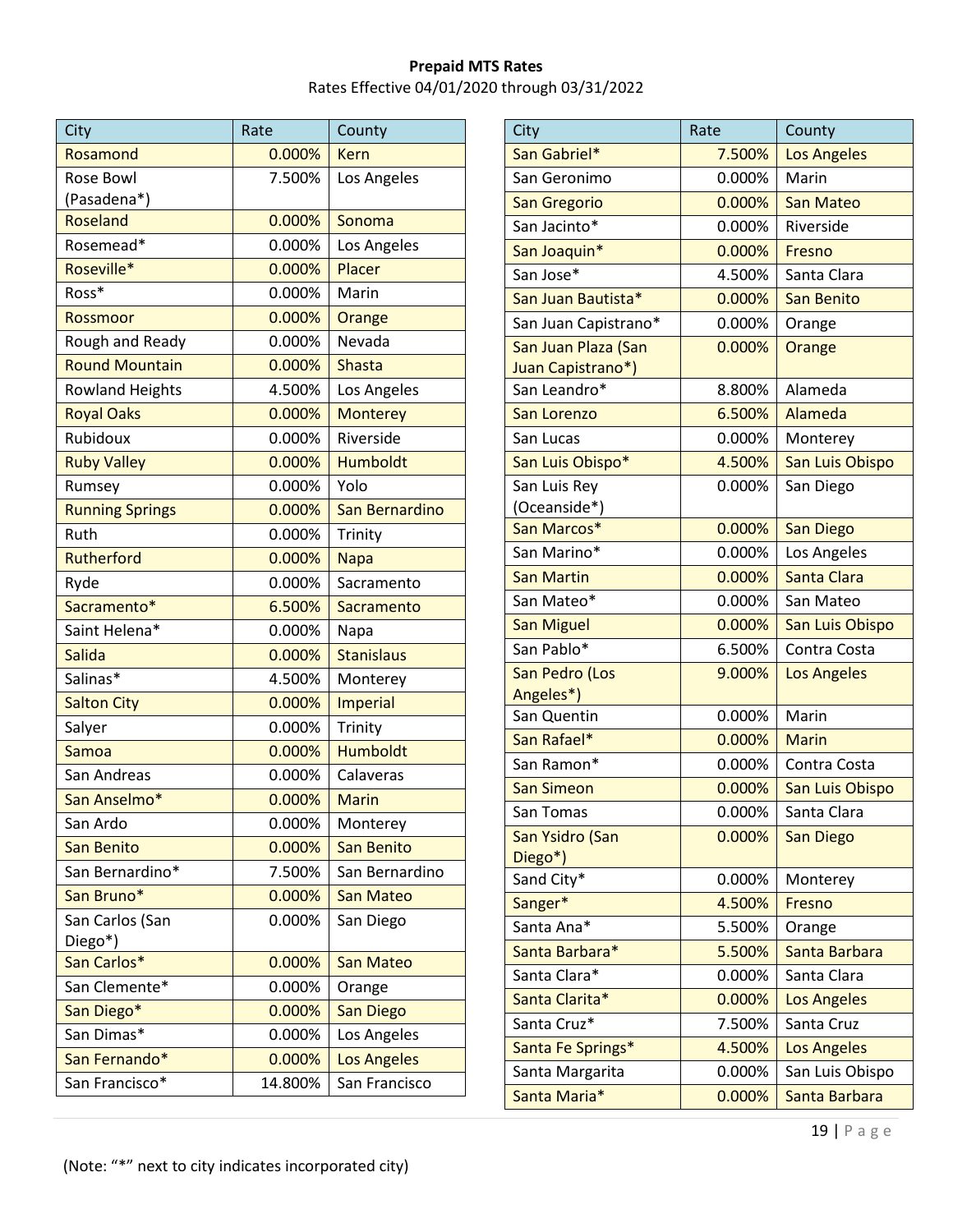**Prepaid MTS Rates**

Rates Effective 04/01/2020 through 03/31/2022

| City | Rate | County |
|---|---|---|
| Rosamond | 0.000% | Kern |
| Rose Bowl (Pasadena*) | 7.500% | Los Angeles |
| Roseland | 0.000% | Sonoma |
| Rosemead* | 0.000% | Los Angeles |
| Roseville* | 0.000% | Placer |
| Ross* | 0.000% | Marin |
| Rossmoor | 0.000% | Orange |
| Rough and Ready | 0.000% | Nevada |
| Round Mountain | 0.000% | Shasta |
| Rowland Heights | 4.500% | Los Angeles |
| Royal Oaks | 0.000% | Monterey |
| Rubidoux | 0.000% | Riverside |
| Ruby Valley | 0.000% | Humboldt |
| Rumsey | 0.000% | Yolo |
| Running Springs | 0.000% | San Bernardino |
| Ruth | 0.000% | Trinity |
| Rutherford | 0.000% | Napa |
| Ryde | 0.000% | Sacramento |
| Sacramento* | 6.500% | Sacramento |
| Saint Helena* | 0.000% | Napa |
| Salida | 0.000% | Stanislaus |
| Salinas* | 4.500% | Monterey |
| Salton City | 0.000% | Imperial |
| Salyer | 0.000% | Trinity |
| Samoa | 0.000% | Humboldt |
| San Andreas | 0.000% | Calaveras |
| San Anselmo* | 0.000% | Marin |
| San Ardo | 0.000% | Monterey |
| San Benito | 0.000% | San Benito |
| San Bernardino* | 7.500% | San Bernardino |
| San Bruno* | 0.000% | San Mateo |
| San Carlos (San Diego*) | 0.000% | San Diego |
| San Carlos* | 0.000% | San Mateo |
| San Clemente* | 0.000% | Orange |
| San Diego* | 0.000% | San Diego |
| San Dimas* | 0.000% | Los Angeles |
| San Fernando* | 0.000% | Los Angeles |
| San Francisco* | 14.800% | San Francisco |

| City | Rate | County |
|---|---|---|
| San Gabriel* | 7.500% | Los Angeles |
| San Geronimo | 0.000% | Marin |
| San Gregorio | 0.000% | San Mateo |
| San Jacinto* | 0.000% | Riverside |
| San Joaquin* | 0.000% | Fresno |
| San Jose* | 4.500% | Santa Clara |
| San Juan Bautista* | 0.000% | San Benito |
| San Juan Capistrano* | 0.000% | Orange |
| San Juan Plaza (San Juan Capistrano*) | 0.000% | Orange |
| San Leandro* | 8.800% | Alameda |
| San Lorenzo | 6.500% | Alameda |
| San Lucas | 0.000% | Monterey |
| San Luis Obispo* | 4.500% | San Luis Obispo |
| San Luis Rey (Oceanside*) | 0.000% | San Diego |
| San Marcos* | 0.000% | San Diego |
| San Marino* | 0.000% | Los Angeles |
| San Martin | 0.000% | Santa Clara |
| San Mateo* | 0.000% | San Mateo |
| San Miguel | 0.000% | San Luis Obispo |
| San Pablo* | 6.500% | Contra Costa |
| San Pedro (Los Angeles*) | 9.000% | Los Angeles |
| San Quentin | 0.000% | Marin |
| San Rafael* | 0.000% | Marin |
| San Ramon* | 0.000% | Contra Costa |
| San Simeon | 0.000% | San Luis Obispo |
| San Tomas | 0.000% | Santa Clara |
| San Ysidro (San Diego*) | 0.000% | San Diego |
| Sand City* | 0.000% | Monterey |
| Sanger* | 4.500% | Fresno |
| Santa Ana* | 5.500% | Orange |
| Santa Barbara* | 5.500% | Santa Barbara |
| Santa Clara* | 0.000% | Santa Clara |
| Santa Clarita* | 0.000% | Los Angeles |
| Santa Cruz* | 7.500% | Santa Cruz |
| Santa Fe Springs* | 4.500% | Los Angeles |
| Santa Margarita | 0.000% | San Luis Obispo |
| Santa Maria* | 0.000% | Santa Barbara |

(Note: "*" next to city indicates incorporated city)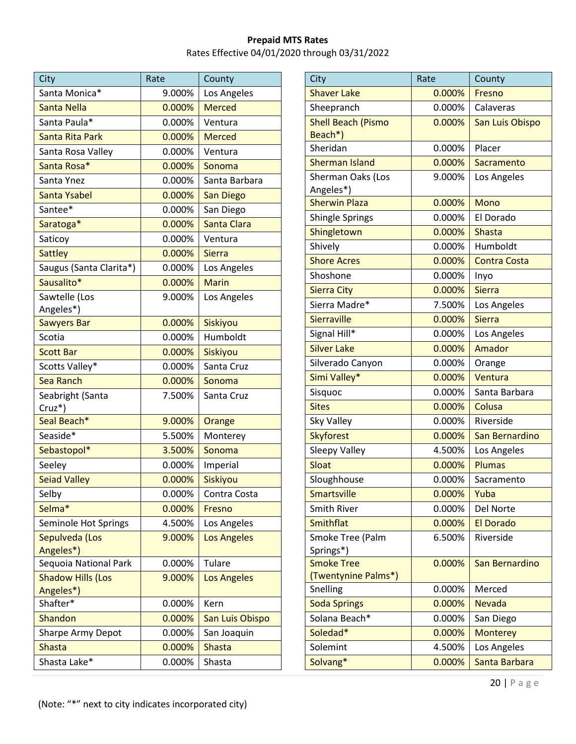**Prepaid MTS Rates**
Rates Effective 04/01/2020 through 03/31/2022

| City | Rate | County |
|---|---|---|
| Santa Monica* | 9.000% | Los Angeles |
| Santa Nella | 0.000% | Merced |
| Santa Paula* | 0.000% | Ventura |
| Santa Rita Park | 0.000% | Merced |
| Santa Rosa Valley | 0.000% | Ventura |
| Santa Rosa* | 0.000% | Sonoma |
| Santa Ynez | 0.000% | Santa Barbara |
| Santa Ysabel | 0.000% | San Diego |
| Santee* | 0.000% | San Diego |
| Saratoga* | 0.000% | Santa Clara |
| Saticoy | 0.000% | Ventura |
| Sattley | 0.000% | Sierra |
| Saugus (Santa Clarita*) | 0.000% | Los Angeles |
| Sausalito* | 0.000% | Marin |
| Sawtelle (Los Angeles*) | 9.000% | Los Angeles |
| Sawyers Bar | 0.000% | Siskiyou |
| Scotia | 0.000% | Humboldt |
| Scott Bar | 0.000% | Siskiyou |
| Scotts Valley* | 0.000% | Santa Cruz |
| Sea Ranch | 0.000% | Sonoma |
| Seabright (Santa Cruz*) | 7.500% | Santa Cruz |
| Seal Beach* | 9.000% | Orange |
| Seaside* | 5.500% | Monterey |
| Sebastopol* | 3.500% | Sonoma |
| Seeley | 0.000% | Imperial |
| Seiad Valley | 0.000% | Siskiyou |
| Selby | 0.000% | Contra Costa |
| Selma* | 0.000% | Fresno |
| Seminole Hot Springs | 4.500% | Los Angeles |
| Sepulveda (Los Angeles*) | 9.000% | Los Angeles |
| Sequoia National Park | 0.000% | Tulare |
| Shadow Hills (Los Angeles*) | 9.000% | Los Angeles |
| Shafter* | 0.000% | Kern |
| Shandon | 0.000% | San Luis Obispo |
| Sharpe Army Depot | 0.000% | San Joaquin |
| Shasta | 0.000% | Shasta |
| Shasta Lake* | 0.000% | Shasta |
| Shaver Lake | 0.000% | Fresno |
| Sheepranch | 0.000% | Calaveras |
| Shell Beach (Pismo Beach*) | 0.000% | San Luis Obispo |
| Sheridan | 0.000% | Placer |
| Sherman Island | 0.000% | Sacramento |
| Sherman Oaks (Los Angeles*) | 9.000% | Los Angeles |
| Sherwin Plaza | 0.000% | Mono |
| Shingle Springs | 0.000% | El Dorado |
| Shingletown | 0.000% | Shasta |
| Shively | 0.000% | Humboldt |
| Shore Acres | 0.000% | Contra Costa |
| Shoshone | 0.000% | Inyo |
| Sierra City | 0.000% | Sierra |
| Sierra Madre* | 7.500% | Los Angeles |
| Sierraville | 0.000% | Sierra |
| Signal Hill* | 0.000% | Los Angeles |
| Silver Lake | 0.000% | Amador |
| Silverado Canyon | 0.000% | Orange |
| Simi Valley* | 0.000% | Ventura |
| Sisquoc | 0.000% | Santa Barbara |
| Sites | 0.000% | Colusa |
| Sky Valley | 0.000% | Riverside |
| Skyforest | 0.000% | San Bernardino |
| Sleepy Valley | 4.500% | Los Angeles |
| Sloat | 0.000% | Plumas |
| Sloughhouse | 0.000% | Sacramento |
| Smartsville | 0.000% | Yuba |
| Smith River | 0.000% | Del Norte |
| Smithflat | 0.000% | El Dorado |
| Smoke Tree (Palm Springs*) | 6.500% | Riverside |
| Smoke Tree (Twentynine Palms*) | 0.000% | San Bernardino |
| Snelling | 0.000% | Merced |
| Soda Springs | 0.000% | Nevada |
| Solana Beach* | 0.000% | San Diego |
| Soledad* | 0.000% | Monterey |
| Solemint | 4.500% | Los Angeles |
| Solvang* | 0.000% | Santa Barbara |

(Note: "*" next to city indicates incorporated city)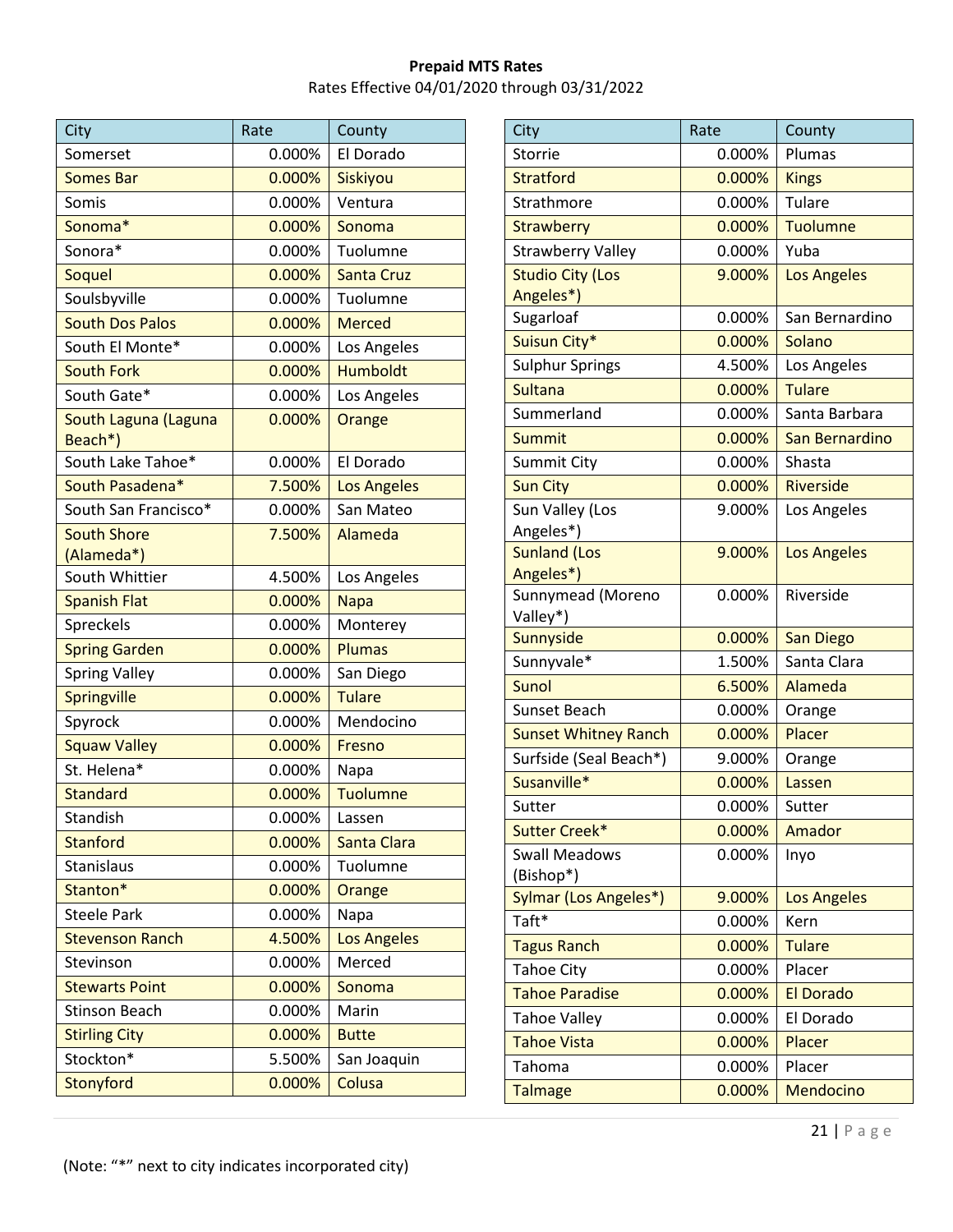**Prepaid MTS Rates**

Rates Effective 04/01/2020 through 03/31/2022

| City | Rate | County |
|---|---|---|
| Somerset | 0.000% | El Dorado |
| Somes Bar | 0.000% | Siskiyou |
| Somis | 0.000% | Ventura |
| Sonoma* | 0.000% | Sonoma |
| Sonora* | 0.000% | Tuolumne |
| Soquel | 0.000% | Santa Cruz |
| Soulsbyville | 0.000% | Tuolumne |
| South Dos Palos | 0.000% | Merced |
| South El Monte* | 0.000% | Los Angeles |
| South Fork | 0.000% | Humboldt |
| South Gate* | 0.000% | Los Angeles |
| South Laguna (Laguna Beach*) | 0.000% | Orange |
| South Lake Tahoe* | 0.000% | El Dorado |
| South Pasadena* | 7.500% | Los Angeles |
| South San Francisco* | 0.000% | San Mateo |
| South Shore (Alameda*) | 7.500% | Alameda |
| South Whittier | 4.500% | Los Angeles |
| Spanish Flat | 0.000% | Napa |
| Spreckels | 0.000% | Monterey |
| Spring Garden | 0.000% | Plumas |
| Spring Valley | 0.000% | San Diego |
| Springville | 0.000% | Tulare |
| Spyrock | 0.000% | Mendocino |
| Squaw Valley | 0.000% | Fresno |
| St. Helena* | 0.000% | Napa |
| Standard | 0.000% | Tuolumne |
| Standish | 0.000% | Lassen |
| Stanford | 0.000% | Santa Clara |
| Stanislaus | 0.000% | Tuolumne |
| Stanton* | 0.000% | Orange |
| Steele Park | 0.000% | Napa |
| Stevenson Ranch | 4.500% | Los Angeles |
| Stevinson | 0.000% | Merced |
| Stewarts Point | 0.000% | Sonoma |
| Stinson Beach | 0.000% | Marin |
| Stirling City | 0.000% | Butte |
| Stockton* | 5.500% | San Joaquin |
| Stonyford | 0.000% | Colusa |
| Storrie | 0.000% | Plumas |
| Stratford | 0.000% | Kings |
| Strathmore | 0.000% | Tulare |
| Strawberry | 0.000% | Tuolumne |
| Strawberry Valley | 0.000% | Yuba |
| Studio City (Los Angeles*) | 9.000% | Los Angeles |
| Sugarloaf | 0.000% | San Bernardino |
| Suisun City* | 0.000% | Solano |
| Sulphur Springs | 4.500% | Los Angeles |
| Sultana | 0.000% | Tulare |
| Summerland | 0.000% | Santa Barbara |
| Summit | 0.000% | San Bernardino |
| Summit City | 0.000% | Shasta |
| Sun City | 0.000% | Riverside |
| Sun Valley (Los Angeles*) | 9.000% | Los Angeles |
| Sunland (Los Angeles*) | 9.000% | Los Angeles |
| Sunnymead (Moreno Valley*) | 0.000% | Riverside |
| Sunnyside | 0.000% | San Diego |
| Sunnyvale* | 1.500% | Santa Clara |
| Sunol | 6.500% | Alameda |
| Sunset Beach | 0.000% | Orange |
| Sunset Whitney Ranch | 0.000% | Placer |
| Surfside (Seal Beach*) | 9.000% | Orange |
| Susanville* | 0.000% | Lassen |
| Sutter | 0.000% | Sutter |
| Sutter Creek* | 0.000% | Amador |
| Swall Meadows (Bishop*) | 0.000% | Inyo |
| Sylmar (Los Angeles*) | 9.000% | Los Angeles |
| Taft* | 0.000% | Kern |
| Tagus Ranch | 0.000% | Tulare |
| Tahoe City | 0.000% | Placer |
| Tahoe Paradise | 0.000% | El Dorado |
| Tahoe Valley | 0.000% | El Dorado |
| Tahoe Vista | 0.000% | Placer |
| Tahoma | 0.000% | Placer |
| Talmage | 0.000% | Mendocino |

(Note: "*" next to city indicates incorporated city)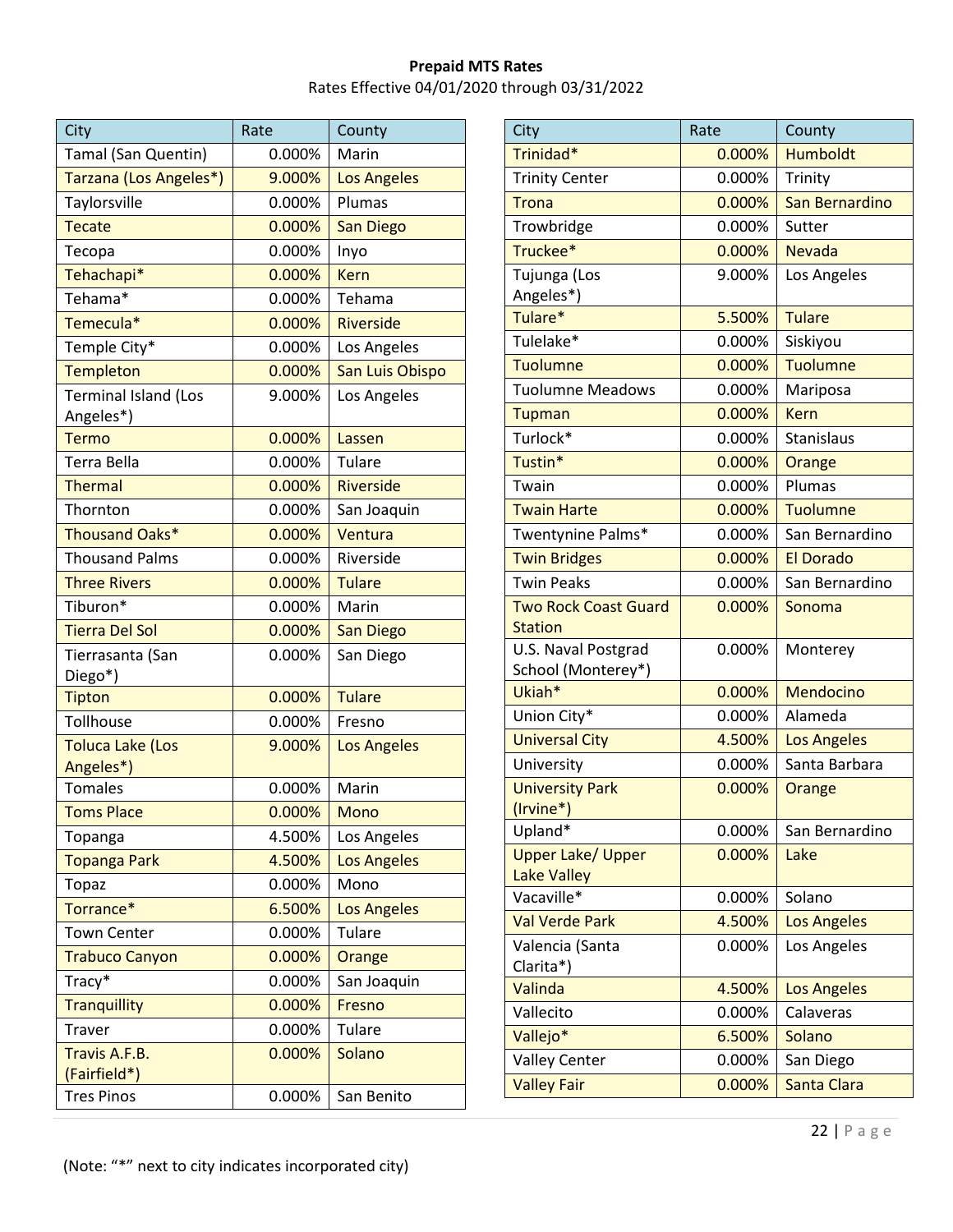**Prepaid MTS Rates**

Rates Effective 04/01/2020 through 03/31/2022

| City | Rate | County |
|---|---|---|
| Tamal (San Quentin) | 0.000% | Marin |
| Tarzana (Los Angeles*) | 9.000% | Los Angeles |
| Taylorsville | 0.000% | Plumas |
| Tecate | 0.000% | San Diego |
| Tecopa | 0.000% | Inyo |
| Tehachapi* | 0.000% | Kern |
| Tehama* | 0.000% | Tehama |
| Temecula* | 0.000% | Riverside |
| Temple City* | 0.000% | Los Angeles |
| Templeton | 0.000% | San Luis Obispo |
| Terminal Island (Los Angeles*) | 9.000% | Los Angeles |
| Termo | 0.000% | Lassen |
| Terra Bella | 0.000% | Tulare |
| Thermal | 0.000% | Riverside |
| Thornton | 0.000% | San Joaquin |
| Thousand Oaks* | 0.000% | Ventura |
| Thousand Palms | 0.000% | Riverside |
| Three Rivers | 0.000% | Tulare |
| Tiburon* | 0.000% | Marin |
| Tierra Del Sol | 0.000% | San Diego |
| Tierrasanta (San Diego*) | 0.000% | San Diego |
| Tipton | 0.000% | Tulare |
| Tollhouse | 0.000% | Fresno |
| Toluca Lake (Los Angeles*) | 9.000% | Los Angeles |
| Tomales | 0.000% | Marin |
| Toms Place | 0.000% | Mono |
| Topanga | 4.500% | Los Angeles |
| Topanga Park | 4.500% | Los Angeles |
| Topaz | 0.000% | Mono |
| Torrance* | 6.500% | Los Angeles |
| Town Center | 0.000% | Tulare |
| Trabuco Canyon | 0.000% | Orange |
| Tracy* | 0.000% | San Joaquin |
| Tranquillity | 0.000% | Fresno |
| Traver | 0.000% | Tulare |
| Travis A.F.B. (Fairfield*) | 0.000% | Solano |
| Tres Pinos | 0.000% | San Benito |
| Trinidad* | 0.000% | Humboldt |
| Trinity Center | 0.000% | Trinity |
| Trona | 0.000% | San Bernardino |
| Trowbridge | 0.000% | Sutter |
| Truckee* | 0.000% | Nevada |
| Tujunga (Los Angeles*) | 9.000% | Los Angeles |
| Tulare* | 5.500% | Tulare |
| Tulelake* | 0.000% | Siskiyou |
| Tuolumne | 0.000% | Tuolumne |
| Tuolumne Meadows | 0.000% | Mariposa |
| Tupman | 0.000% | Kern |
| Turlock* | 0.000% | Stanislaus |
| Tustin* | 0.000% | Orange |
| Twain | 0.000% | Plumas |
| Twain Harte | 0.000% | Tuolumne |
| Twentynine Palms* | 0.000% | San Bernardino |
| Twin Bridges | 0.000% | El Dorado |
| Twin Peaks | 0.000% | San Bernardino |
| Two Rock Coast Guard Station | 0.000% | Sonoma |
| U.S. Naval Postgrad School (Monterey*) | 0.000% | Monterey |
| Ukiah* | 0.000% | Mendocino |
| Union City* | 0.000% | Alameda |
| Universal City | 4.500% | Los Angeles |
| University | 0.000% | Santa Barbara |
| University Park (Irvine*) | 0.000% | Orange |
| Upland* | 0.000% | San Bernardino |
| Upper Lake/ Upper Lake Valley | 0.000% | Lake |
| Vacaville* | 0.000% | Solano |
| Val Verde Park | 4.500% | Los Angeles |
| Valencia (Santa Clarita*) | 0.000% | Los Angeles |
| Valinda | 4.500% | Los Angeles |
| Vallecito | 0.000% | Calaveras |
| Vallejo* | 6.500% | Solano |
| Valley Center | 0.000% | San Diego |
| Valley Fair | 0.000% | Santa Clara |

(Note: "*" next to city indicates incorporated city)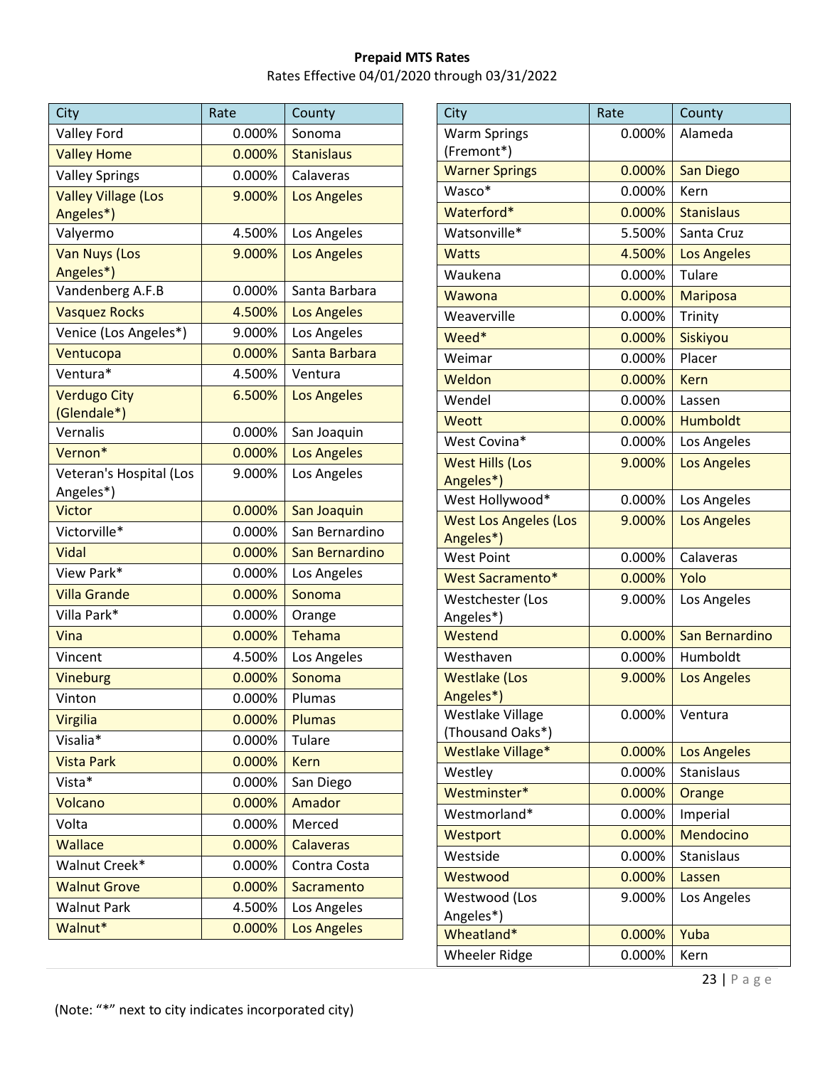**Prepaid MTS Rates**

Rates Effective 04/01/2020 through 03/31/2022

| City | Rate | County |
|---|---|---|
| Valley Ford | 0.000% | Sonoma |
| Valley Home | 0.000% | Stanislaus |
| Valley Springs | 0.000% | Calaveras |
| Valley Village (Los Angeles*) | 9.000% | Los Angeles |
| Valyermo | 4.500% | Los Angeles |
| Van Nuys (Los Angeles*) | 9.000% | Los Angeles |
| Vandenberg A.F.B | 0.000% | Santa Barbara |
| Vasquez Rocks | 4.500% | Los Angeles |
| Venice (Los Angeles*) | 9.000% | Los Angeles |
| Ventucopa | 0.000% | Santa Barbara |
| Ventura* | 4.500% | Ventura |
| Verdugo City (Glendale*) | 6.500% | Los Angeles |
| Vernalis | 0.000% | San Joaquin |
| Vernon* | 0.000% | Los Angeles |
| Veteran's Hospital (Los Angeles*) | 9.000% | Los Angeles |
| Victor | 0.000% | San Joaquin |
| Victorville* | 0.000% | San Bernardino |
| Vidal | 0.000% | San Bernardino |
| View Park* | 0.000% | Los Angeles |
| Villa Grande | 0.000% | Sonoma |
| Villa Park* | 0.000% | Orange |
| Vina | 0.000% | Tehama |
| Vincent | 4.500% | Los Angeles |
| Vineburg | 0.000% | Sonoma |
| Vinton | 0.000% | Plumas |
| Virgilia | 0.000% | Plumas |
| Visalia* | 0.000% | Tulare |
| Vista Park | 0.000% | Kern |
| Vista* | 0.000% | San Diego |
| Volcano | 0.000% | Amador |
| Volta | 0.000% | Merced |
| Wallace | 0.000% | Calaveras |
| Walnut Creek* | 0.000% | Contra Costa |
| Walnut Grove | 0.000% | Sacramento |
| Walnut Park | 4.500% | Los Angeles |
| Walnut* | 0.000% | Los Angeles |
| Warm Springs (Fremont*) | 0.000% | Alameda |
| Warner Springs | 0.000% | San Diego |
| Wasco* | 0.000% | Kern |
| Waterford* | 0.000% | Stanislaus |
| Watsonville* | 5.500% | Santa Cruz |
| Watts | 4.500% | Los Angeles |
| Waukena | 0.000% | Tulare |
| Wawona | 0.000% | Mariposa |
| Weaverville | 0.000% | Trinity |
| Weed* | 0.000% | Siskiyou |
| Weimar | 0.000% | Placer |
| Weldon | 0.000% | Kern |
| Wendel | 0.000% | Lassen |
| Weott | 0.000% | Humboldt |
| West Covina* | 0.000% | Los Angeles |
| West Hills (Los Angeles*) | 9.000% | Los Angeles |
| West Hollywood* | 0.000% | Los Angeles |
| West Los Angeles (Los Angeles*) | 9.000% | Los Angeles |
| West Point | 0.000% | Calaveras |
| West Sacramento* | 0.000% | Yolo |
| Westchester (Los Angeles*) | 9.000% | Los Angeles |
| Westend | 0.000% | San Bernardino |
| Westhaven | 0.000% | Humboldt |
| Westlake (Los Angeles*) | 9.000% | Los Angeles |
| Westlake Village (Thousand Oaks*) | 0.000% | Ventura |
| Westlake Village* | 0.000% | Los Angeles |
| Westley | 0.000% | Stanislaus |
| Westminster* | 0.000% | Orange |
| Westmorland* | 0.000% | Imperial |
| Westport | 0.000% | Mendocino |
| Westside | 0.000% | Stanislaus |
| Westwood | 0.000% | Lassen |
| Westwood (Los Angeles*) | 9.000% | Los Angeles |
| Wheatland* | 0.000% | Yuba |
| Wheeler Ridge | 0.000% | Kern |

(Note: "*" next to city indicates incorporated city)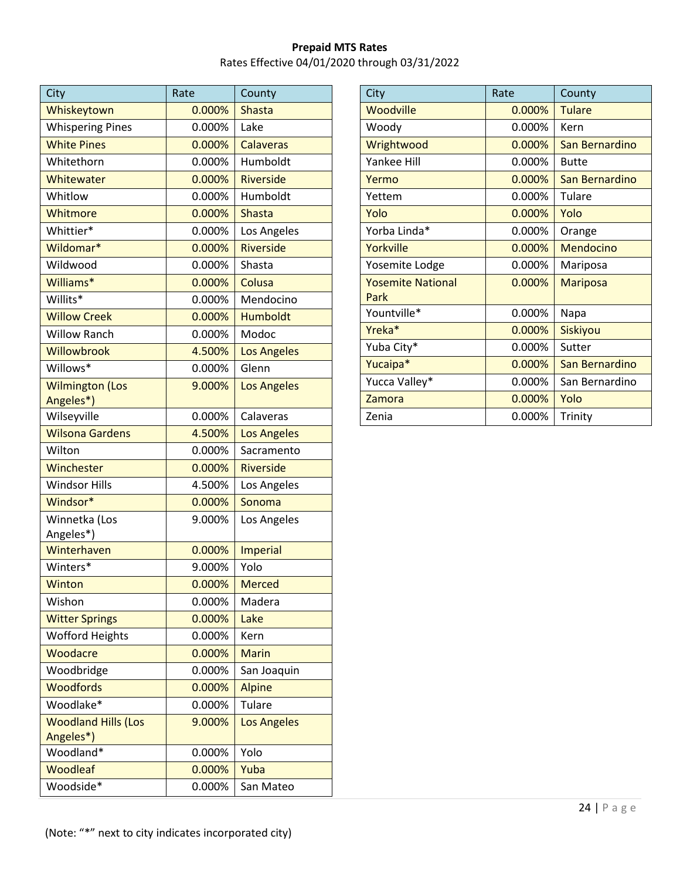**Prepaid MTS Rates**

Rates Effective 04/01/2020 through 03/31/2022

| City | Rate | County |
|---|---|---|
| Whiskeytown | 0.000% | Shasta |
| Whispering Pines | 0.000% | Lake |
| White Pines | 0.000% | Calaveras |
| Whitethorn | 0.000% | Humboldt |
| Whitewater | 0.000% | Riverside |
| Whitlow | 0.000% | Humboldt |
| Whitmore | 0.000% | Shasta |
| Whittier* | 0.000% | Los Angeles |
| Wildomar* | 0.000% | Riverside |
| Wildwood | 0.000% | Shasta |
| Williams* | 0.000% | Colusa |
| Willits* | 0.000% | Mendocino |
| Willow Creek | 0.000% | Humboldt |
| Willow Ranch | 0.000% | Modoc |
| Willowbrook | 4.500% | Los Angeles |
| Willows* | 0.000% | Glenn |
| Wilmington (Los Angeles*) | 9.000% | Los Angeles |
| Wilseyville | 0.000% | Calaveras |
| Wilsona Gardens | 4.500% | Los Angeles |
| Wilton | 0.000% | Sacramento |
| Winchester | 0.000% | Riverside |
| Windsor Hills | 4.500% | Los Angeles |
| Windsor* | 0.000% | Sonoma |
| Winnetka (Los Angeles*) | 9.000% | Los Angeles |
| Winterhaven | 0.000% | Imperial |
| Winters* | 9.000% | Yolo |
| Winton | 0.000% | Merced |
| Wishon | 0.000% | Madera |
| Witter Springs | 0.000% | Lake |
| Wofford Heights | 0.000% | Kern |
| Woodacre | 0.000% | Marin |
| Woodbridge | 0.000% | San Joaquin |
| Woodfords | 0.000% | Alpine |
| Woodlake* | 0.000% | Tulare |
| Woodland Hills (Los Angeles*) | 9.000% | Los Angeles |
| Woodland* | 0.000% | Yolo |
| Woodleaf | 0.000% | Yuba |
| Woodside* | 0.000% | San Mateo |
| Woodville | 0.000% | Tulare |
| Woody | 0.000% | Kern |
| Wrightwood | 0.000% | San Bernardino |
| Yankee Hill | 0.000% | Butte |
| Yermo | 0.000% | San Bernardino |
| Yettem | 0.000% | Tulare |
| Yolo | 0.000% | Yolo |
| Yorba Linda* | 0.000% | Orange |
| Yorkville | 0.000% | Mendocino |
| Yosemite Lodge | 0.000% | Mariposa |
| Yosemite National Park | 0.000% | Mariposa |
| Yountville* | 0.000% | Napa |
| Yreka* | 0.000% | Siskiyou |
| Yuba City* | 0.000% | Sutter |
| Yucaipa* | 0.000% | San Bernardino |
| Yucca Valley* | 0.000% | San Bernardino |
| Zamora | 0.000% | Yolo |
| Zenia | 0.000% | Trinity |

(Note: "*" next to city indicates incorporated city)